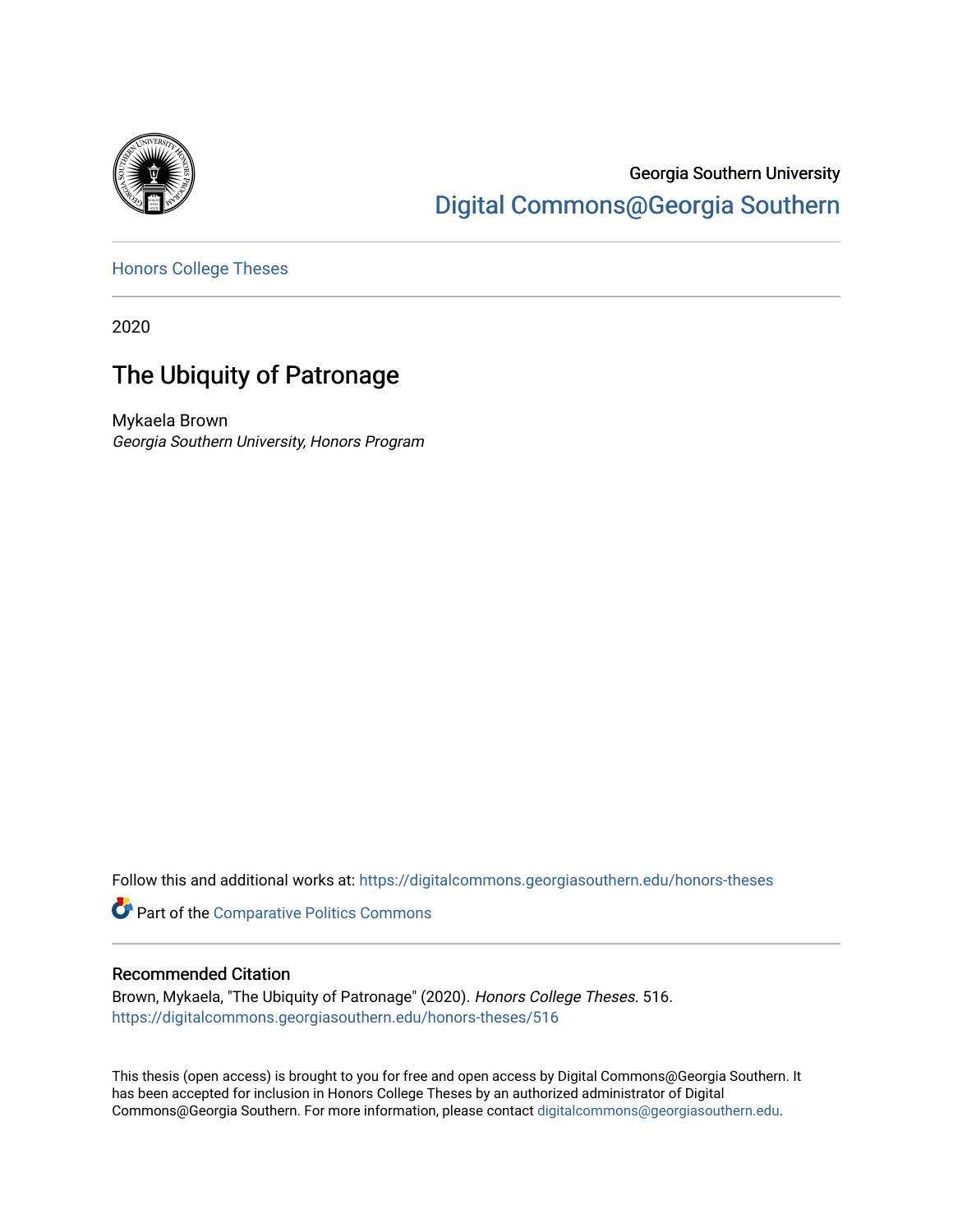Georgia Southern University

Digital Commons@Georgia Southern

Honors College Theses

2020

# The Ubiquity of Patronage

Mykaela Brown

*Georgia Southern University, Honors Program*

Follow this and additional works at: https://digitalcommons.georgiasouthern.edu/honors-theses

Part of the Comparative Politics Commons

## Recommended Citation

Brown, Mykaela, "The Ubiquity of Patronage" (2020). *Honors College Theses*. 516.
https://digitalcommons.georgiasouthern.edu/honors-theses/516

This thesis (open access) is brought to you for free and open access by Digital Commons@Georgia Southern. It has been accepted for inclusion in Honors College Theses by an authorized administrator of Digital Commons@Georgia Southern. For more information, please contact digitalcommons@georgiasouthern.edu.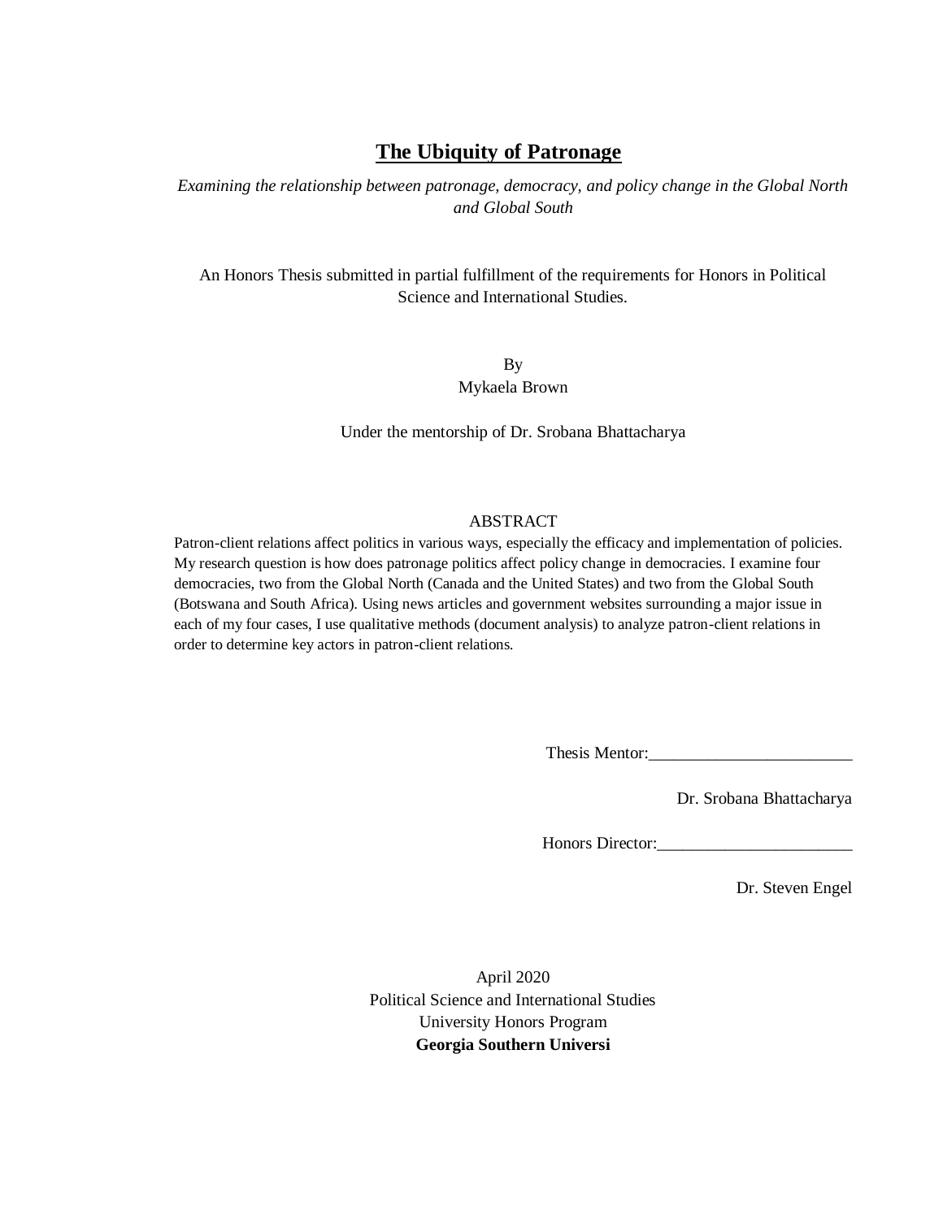# <u>The Ubiquity of Patronage</u>

*Examining the relationship between patronage, democracy, and policy change in the Global North and Global South*

An Honors Thesis submitted in partial fulfillment of the requirements for Honors in Political Science and International Studies.

By
Mykaela Brown

Under the mentorship of Dr. Srobana Bhattacharya

ABSTRACT

Patron-client relations affect politics in various ways, especially the efficacy and implementation of policies. My research question is how does patronage politics affect policy change in democracies. I examine four democracies, two from the Global North (Canada and the United States) and two from the Global South (Botswana and South Africa). Using news articles and government websites surrounding a major issue in each of my four cases, I use qualitative methods (document analysis) to analyze patron-client relations in order to determine key actors in patron-client relations.

Thesis Mentor:________________________

Dr. Srobana Bhattacharya

Honors Director:_______________________

Dr. Steven Engel

April 2020
Political Science and International Studies
University Honors Program
**Georgia Southern Universi**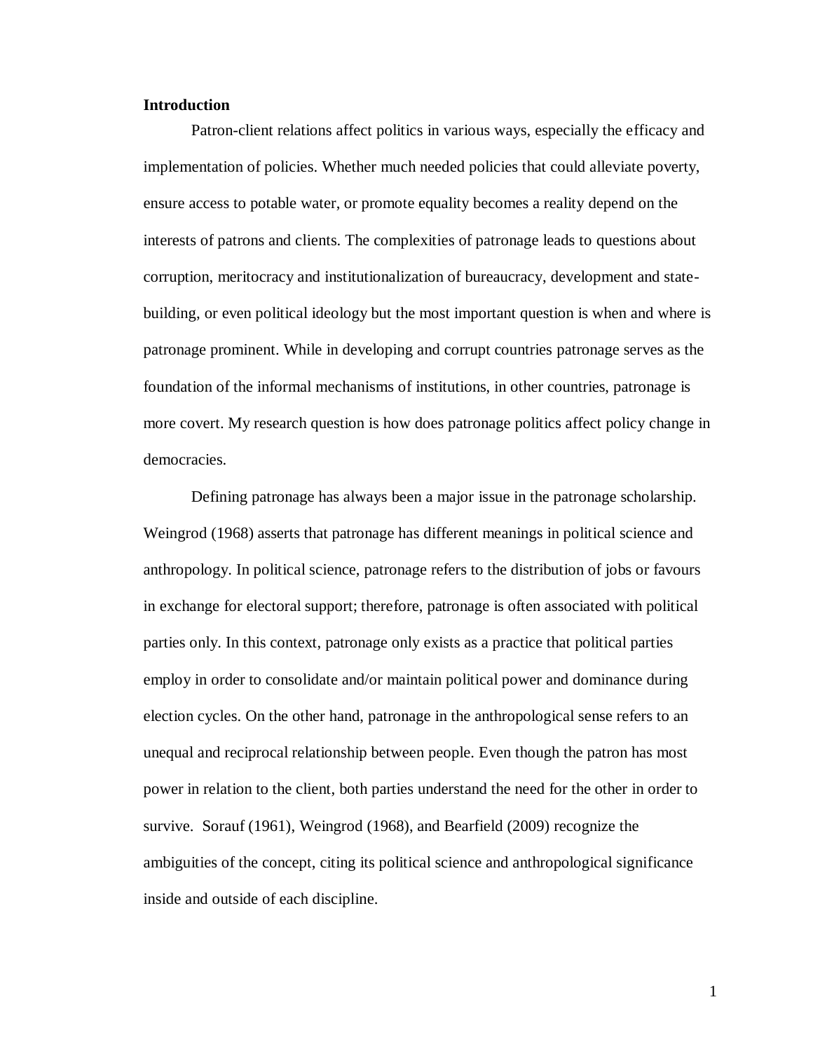## Introduction

Patron-client relations affect politics in various ways, especially the efficacy and implementation of policies. Whether much needed policies that could alleviate poverty, ensure access to potable water, or promote equality becomes a reality depend on the interests of patrons and clients. The complexities of patronage leads to questions about corruption, meritocracy and institutionalization of bureaucracy, development and state-building, or even political ideology but the most important question is when and where is patronage prominent. While in developing and corrupt countries patronage serves as the foundation of the informal mechanisms of institutions, in other countries, patronage is more covert. My research question is how does patronage politics affect policy change in democracies.

Defining patronage has always been a major issue in the patronage scholarship. Weingrod (1968) asserts that patronage has different meanings in political science and anthropology. In political science, patronage refers to the distribution of jobs or favours in exchange for electoral support; therefore, patronage is often associated with political parties only. In this context, patronage only exists as a practice that political parties employ in order to consolidate and/or maintain political power and dominance during election cycles. On the other hand, patronage in the anthropological sense refers to an unequal and reciprocal relationship between people. Even though the patron has most power in relation to the client, both parties understand the need for the other in order to survive. Sorauf (1961), Weingrod (1968), and Bearfield (2009) recognize the ambiguities of the concept, citing its political science and anthropological significance inside and outside of each discipline.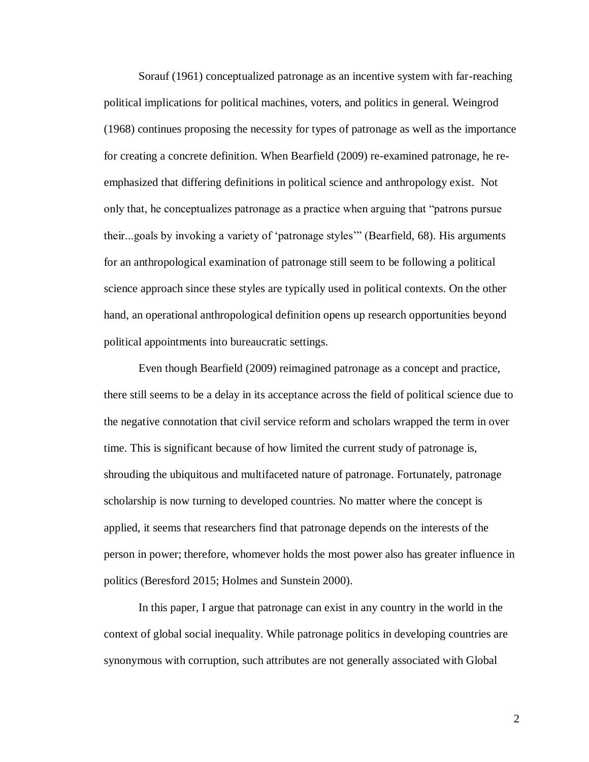Sorauf (1961) conceptualized patronage as an incentive system with far-reaching political implications for political machines, voters, and politics in general. Weingrod (1968) continues proposing the necessity for types of patronage as well as the importance for creating a concrete definition. When Bearfield (2009) re-examined patronage, he re-emphasized that differing definitions in political science and anthropology exist. Not only that, he conceptualizes patronage as a practice when arguing that "patrons pursue their...goals by invoking a variety of 'patronage styles'" (Bearfield, 68). His arguments for an anthropological examination of patronage still seem to be following a political science approach since these styles are typically used in political contexts. On the other hand, an operational anthropological definition opens up research opportunities beyond political appointments into bureaucratic settings.

Even though Bearfield (2009) reimagined patronage as a concept and practice, there still seems to be a delay in its acceptance across the field of political science due to the negative connotation that civil service reform and scholars wrapped the term in over time. This is significant because of how limited the current study of patronage is, shrouding the ubiquitous and multifaceted nature of patronage. Fortunately, patronage scholarship is now turning to developed countries. No matter where the concept is applied, it seems that researchers find that patronage depends on the interests of the person in power; therefore, whomever holds the most power also has greater influence in politics (Beresford 2015; Holmes and Sunstein 2000).

In this paper, I argue that patronage can exist in any country in the world in the context of global social inequality. While patronage politics in developing countries are synonymous with corruption, such attributes are not generally associated with Global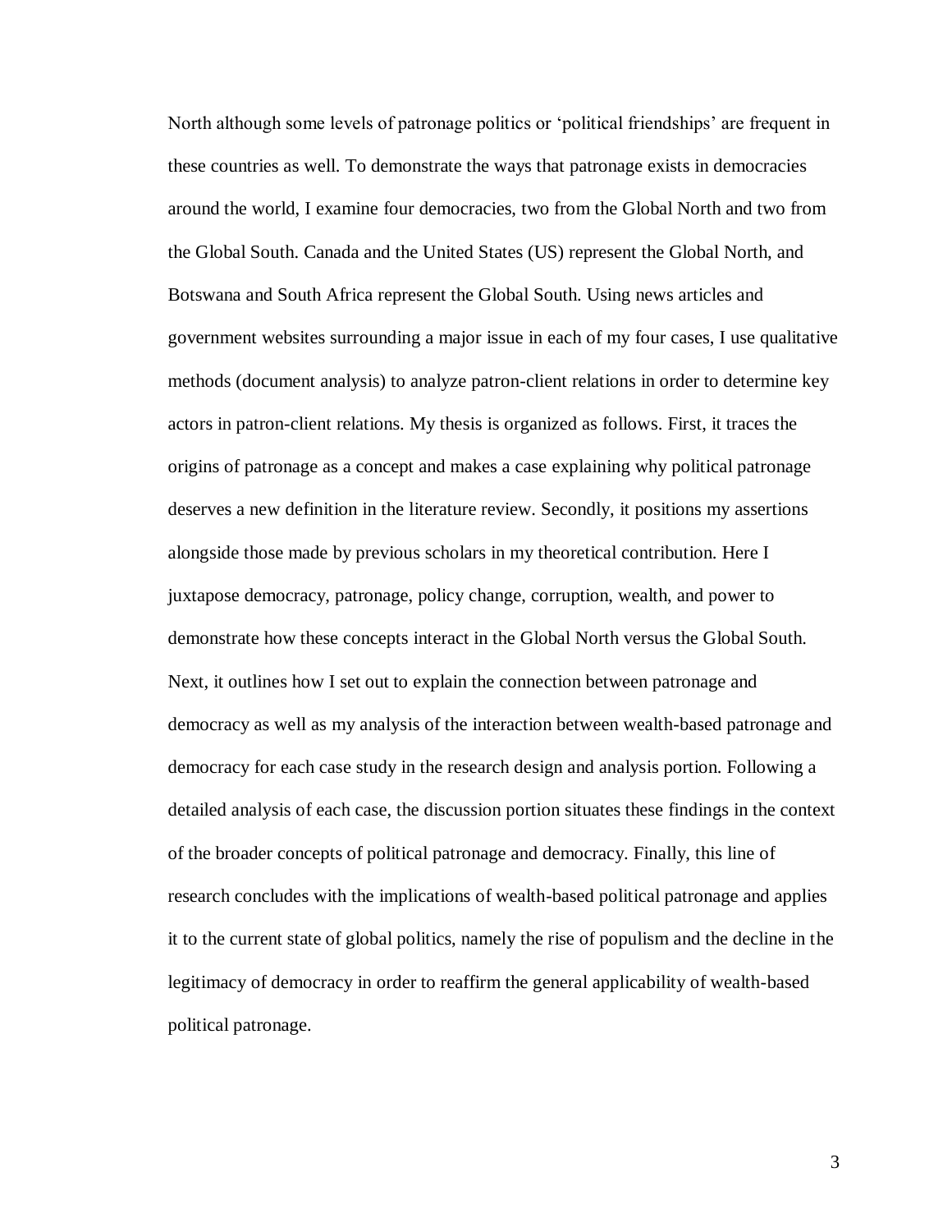North although some levels of patronage politics or 'political friendships' are frequent in these countries as well. To demonstrate the ways that patronage exists in democracies around the world, I examine four democracies, two from the Global North and two from the Global South. Canada and the United States (US) represent the Global North, and Botswana and South Africa represent the Global South. Using news articles and government websites surrounding a major issue in each of my four cases, I use qualitative methods (document analysis) to analyze patron-client relations in order to determine key actors in patron-client relations. My thesis is organized as follows. First, it traces the origins of patronage as a concept and makes a case explaining why political patronage deserves a new definition in the literature review. Secondly, it positions my assertions alongside those made by previous scholars in my theoretical contribution. Here I juxtapose democracy, patronage, policy change, corruption, wealth, and power to demonstrate how these concepts interact in the Global North versus the Global South. Next, it outlines how I set out to explain the connection between patronage and democracy as well as my analysis of the interaction between wealth-based patronage and democracy for each case study in the research design and analysis portion. Following a detailed analysis of each case, the discussion portion situates these findings in the context of the broader concepts of political patronage and democracy. Finally, this line of research concludes with the implications of wealth-based political patronage and applies it to the current state of global politics, namely the rise of populism and the decline in the legitimacy of democracy in order to reaffirm the general applicability of wealth-based political patronage.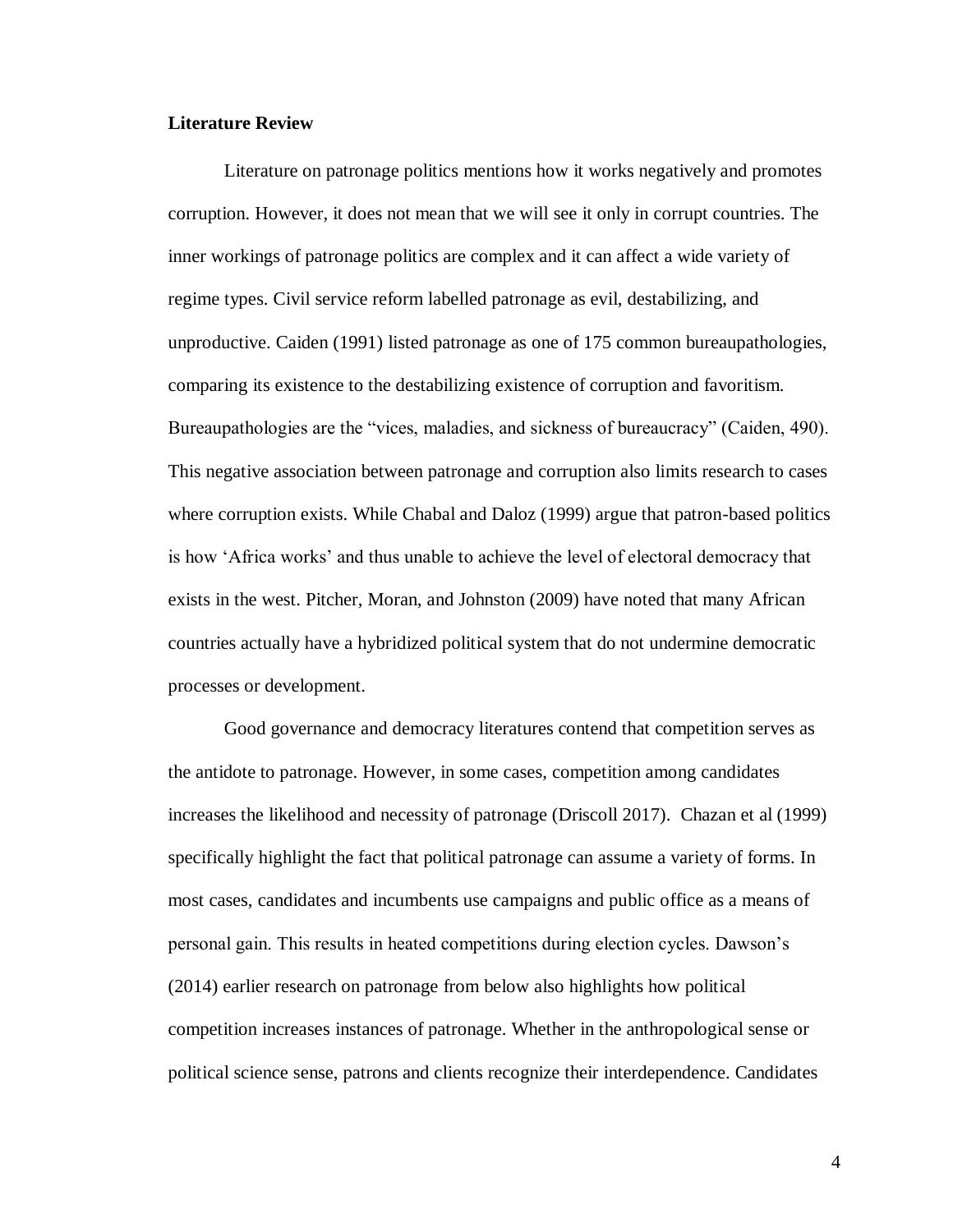**Literature Review**

Literature on patronage politics mentions how it works negatively and promotes corruption. However, it does not mean that we will see it only in corrupt countries. The inner workings of patronage politics are complex and it can affect a wide variety of regime types. Civil service reform labelled patronage as evil, destabilizing, and unproductive. Caiden (1991) listed patronage as one of 175 common bureaupathologies, comparing its existence to the destabilizing existence of corruption and favoritism. Bureaupathologies are the "vices, maladies, and sickness of bureaucracy" (Caiden, 490). This negative association between patronage and corruption also limits research to cases where corruption exists. While Chabal and Daloz (1999) argue that patron-based politics is how 'Africa works' and thus unable to achieve the level of electoral democracy that exists in the west. Pitcher, Moran, and Johnston (2009) have noted that many African countries actually have a hybridized political system that do not undermine democratic processes or development.

Good governance and democracy literatures contend that competition serves as the antidote to patronage. However, in some cases, competition among candidates increases the likelihood and necessity of patronage (Driscoll 2017). Chazan et al (1999) specifically highlight the fact that political patronage can assume a variety of forms. In most cases, candidates and incumbents use campaigns and public office as a means of personal gain. This results in heated competitions during election cycles. Dawson's (2014) earlier research on patronage from below also highlights how political competition increases instances of patronage. Whether in the anthropological sense or political science sense, patrons and clients recognize their interdependence. Candidates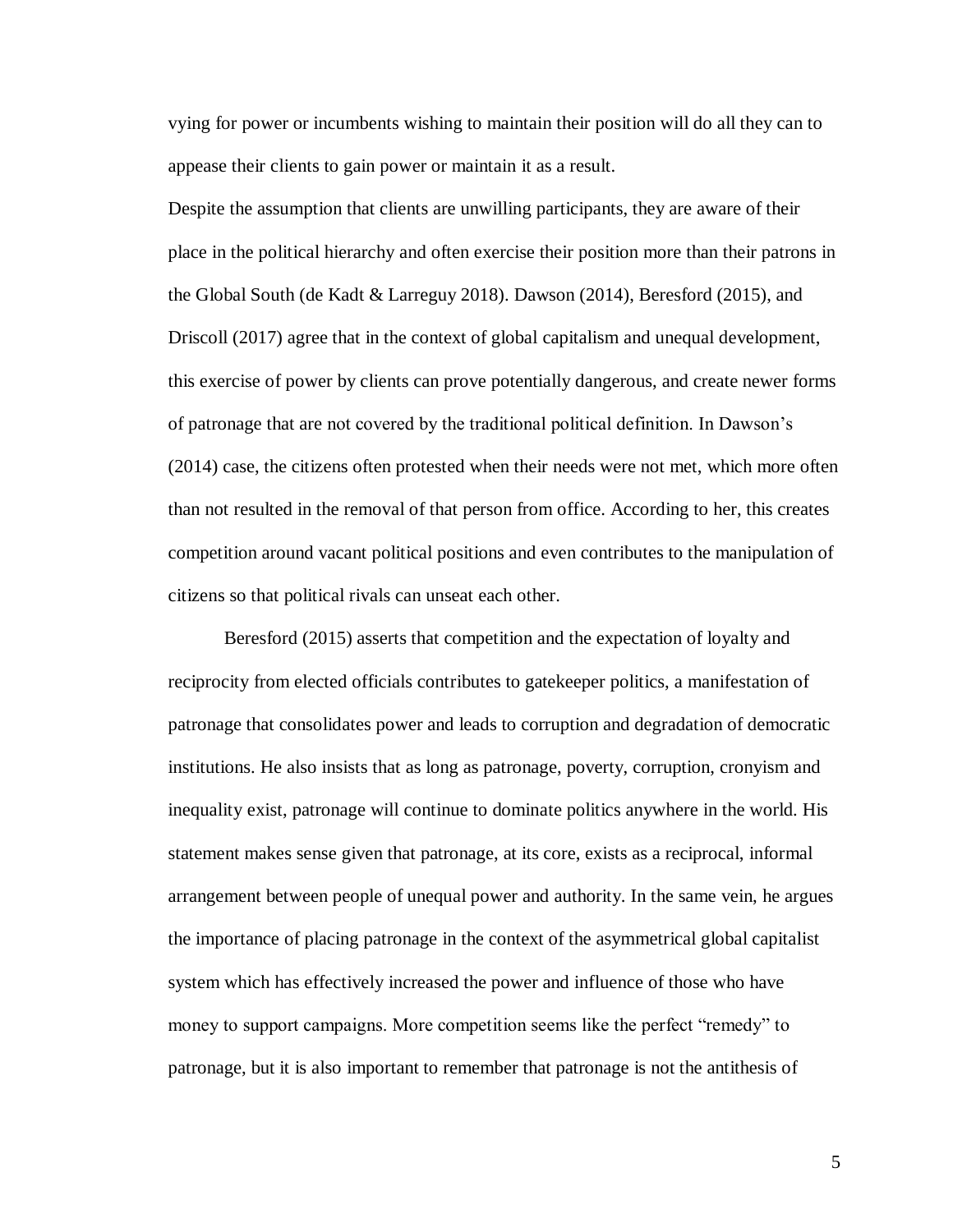vying for power or incumbents wishing to maintain their position will do all they can to appease their clients to gain power or maintain it as a result.

Despite the assumption that clients are unwilling participants, they are aware of their place in the political hierarchy and often exercise their position more than their patrons in the Global South (de Kadt & Larreguy 2018). Dawson (2014), Beresford (2015), and Driscoll (2017) agree that in the context of global capitalism and unequal development, this exercise of power by clients can prove potentially dangerous, and create newer forms of patronage that are not covered by the traditional political definition. In Dawson's (2014) case, the citizens often protested when their needs were not met, which more often than not resulted in the removal of that person from office. According to her, this creates competition around vacant political positions and even contributes to the manipulation of citizens so that political rivals can unseat each other.

Beresford (2015) asserts that competition and the expectation of loyalty and reciprocity from elected officials contributes to gatekeeper politics, a manifestation of patronage that consolidates power and leads to corruption and degradation of democratic institutions. He also insists that as long as patronage, poverty, corruption, cronyism and inequality exist, patronage will continue to dominate politics anywhere in the world. His statement makes sense given that patronage, at its core, exists as a reciprocal, informal arrangement between people of unequal power and authority. In the same vein, he argues the importance of placing patronage in the context of the asymmetrical global capitalist system which has effectively increased the power and influence of those who have money to support campaigns. More competition seems like the perfect "remedy" to patronage, but it is also important to remember that patronage is not the antithesis of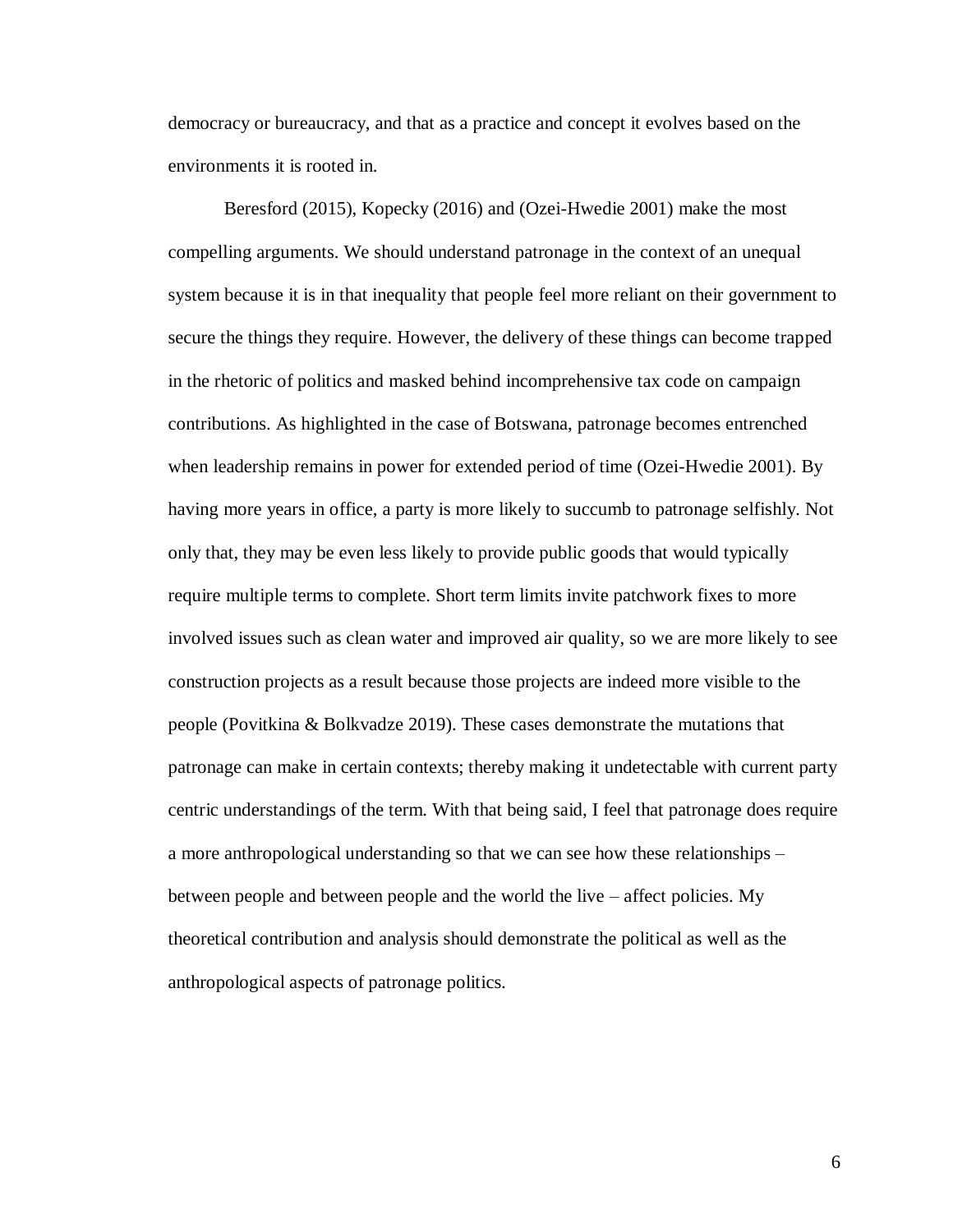democracy or bureaucracy, and that as a practice and concept it evolves based on the environments it is rooted in.

Beresford (2015), Kopecky (2016) and (Ozei-Hwedie 2001) make the most compelling arguments. We should understand patronage in the context of an unequal system because it is in that inequality that people feel more reliant on their government to secure the things they require. However, the delivery of these things can become trapped in the rhetoric of politics and masked behind incomprehensive tax code on campaign contributions. As highlighted in the case of Botswana, patronage becomes entrenched when leadership remains in power for extended period of time (Ozei-Hwedie 2001). By having more years in office, a party is more likely to succumb to patronage selfishly. Not only that, they may be even less likely to provide public goods that would typically require multiple terms to complete. Short term limits invite patchwork fixes to more involved issues such as clean water and improved air quality, so we are more likely to see construction projects as a result because those projects are indeed more visible to the people (Povitkina & Bolkvadze 2019). These cases demonstrate the mutations that patronage can make in certain contexts; thereby making it undetectable with current party centric understandings of the term. With that being said, I feel that patronage does require a more anthropological understanding so that we can see how these relationships – between people and between people and the world the live – affect policies. My theoretical contribution and analysis should demonstrate the political as well as the anthropological aspects of patronage politics.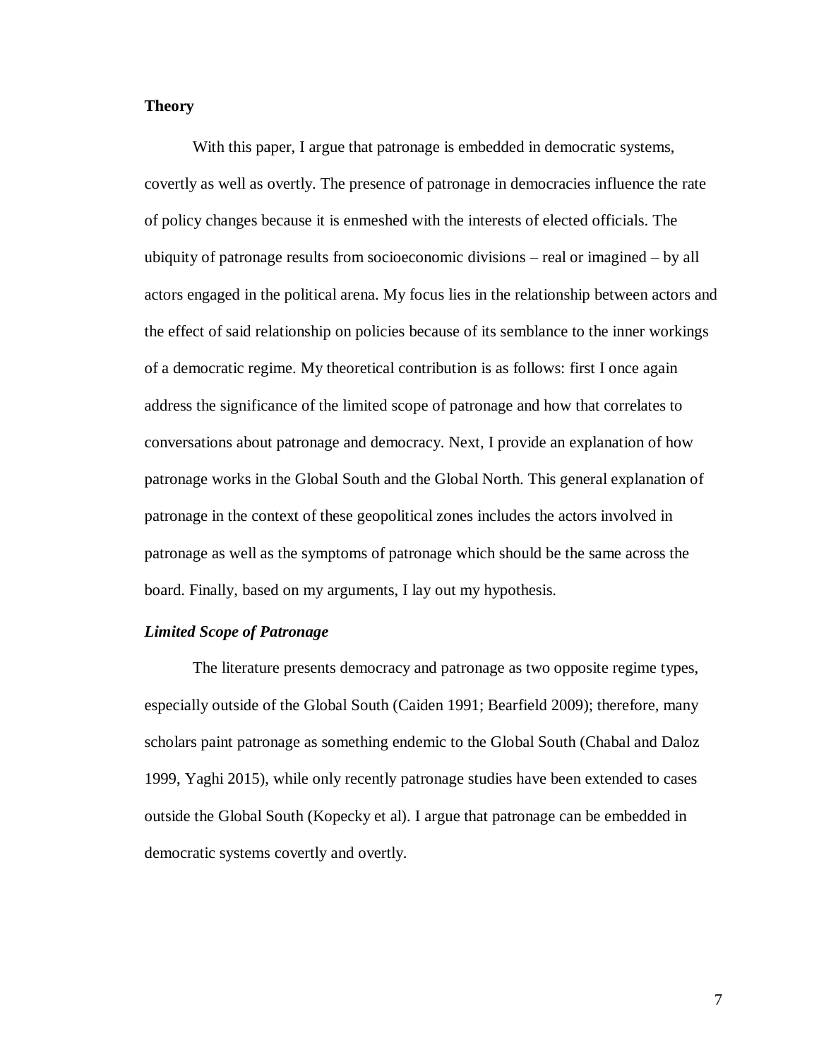**Theory**

With this paper, I argue that patronage is embedded in democratic systems, covertly as well as overtly. The presence of patronage in democracies influence the rate of policy changes because it is enmeshed with the interests of elected officials. The ubiquity of patronage results from socioeconomic divisions – real or imagined – by all actors engaged in the political arena. My focus lies in the relationship between actors and the effect of said relationship on policies because of its semblance to the inner workings of a democratic regime. My theoretical contribution is as follows: first I once again address the significance of the limited scope of patronage and how that correlates to conversations about patronage and democracy. Next, I provide an explanation of how patronage works in the Global South and the Global North. This general explanation of patronage in the context of these geopolitical zones includes the actors involved in patronage as well as the symptoms of patronage which should be the same across the board. Finally, based on my arguments, I lay out my hypothesis.

***Limited Scope of Patronage***

The literature presents democracy and patronage as two opposite regime types, especially outside of the Global South (Caiden 1991; Bearfield 2009); therefore, many scholars paint patronage as something endemic to the Global South (Chabal and Daloz 1999, Yaghi 2015), while only recently patronage studies have been extended to cases outside the Global South (Kopecky et al). I argue that patronage can be embedded in democratic systems covertly and overtly.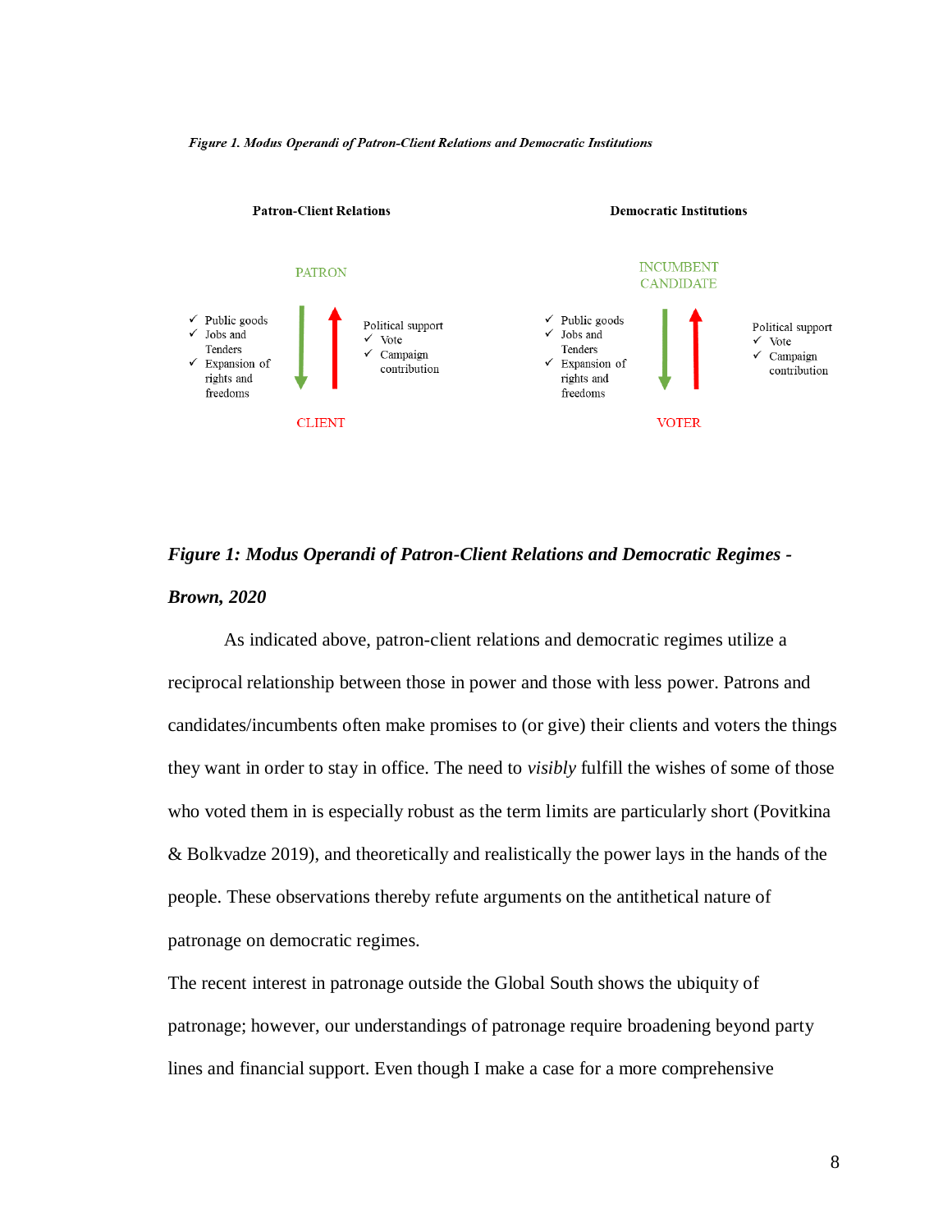*Figure 1. Modus Operandi of Patron-Client Relations and Democratic Institutions*

**Patron-Client Relations**

PATRON

- ✓ Public goods
- ✓ Jobs and Tenders
- ✓ Expansion of rights and freedoms

Political support
- ✓ Vote
- ✓ Campaign contribution

CLIENT

**Democratic Institutions**

INCUMBENT CANDIDATE

- ✓ Public goods
- ✓ Jobs and Tenders
- ✓ Expansion of rights and freedoms

Political support
- ✓ Vote
- ✓ Campaign contribution

VOTER

***Figure 1: Modus Operandi of Patron-Client Relations and Democratic Regimes - Brown, 2020***

As indicated above, patron-client relations and democratic regimes utilize a reciprocal relationship between those in power and those with less power. Patrons and candidates/incumbents often make promises to (or give) their clients and voters the things they want in order to stay in office. The need to *visibly* fulfill the wishes of some of those who voted them in is especially robust as the term limits are particularly short (Povitkina & Bolkvadze 2019), and theoretically and realistically the power lays in the hands of the people. These observations thereby refute arguments on the antithetical nature of patronage on democratic regimes.

The recent interest in patronage outside the Global South shows the ubiquity of patronage; however, our understandings of patronage require broadening beyond party lines and financial support. Even though I make a case for a more comprehensive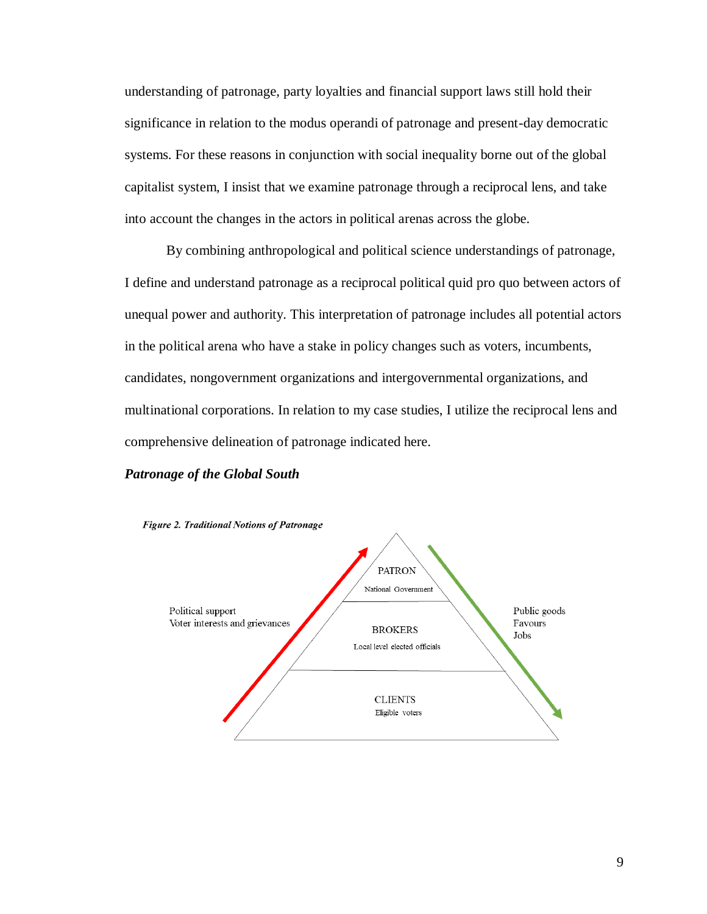understanding of patronage, party loyalties and financial support laws still hold their significance in relation to the modus operandi of patronage and present-day democratic systems. For these reasons in conjunction with social inequality borne out of the global capitalist system, I insist that we examine patronage through a reciprocal lens, and take into account the changes in the actors in political arenas across the globe.

By combining anthropological and political science understandings of patronage, I define and understand patronage as a reciprocal political quid pro quo between actors of unequal power and authority. This interpretation of patronage includes all potential actors in the political arena who have a stake in policy changes such as voters, incumbents, candidates, nongovernment organizations and intergovernmental organizations, and multinational corporations. In relation to my case studies, I utilize the reciprocal lens and comprehensive delineation of patronage indicated here.

### *Patronage of the Global South*

***Figure 2. Traditional Notions of Patronage***

PATRON
National Government

BROKERS
Local level elected officials

CLIENTS
Eligible voters

Political support
Voter interests and grievances

Public goods
Favours
Jobs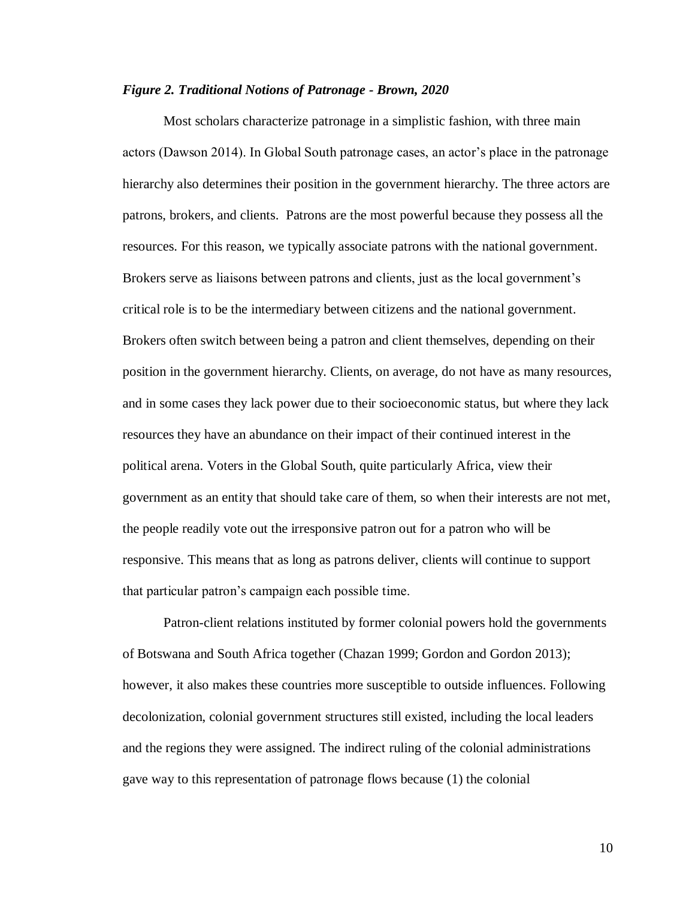*Figure 2. Traditional Notions of Patronage - Brown, 2020*

Most scholars characterize patronage in a simplistic fashion, with three main actors (Dawson 2014). In Global South patronage cases, an actor's place in the patronage hierarchy also determines their position in the government hierarchy. The three actors are patrons, brokers, and clients. Patrons are the most powerful because they possess all the resources. For this reason, we typically associate patrons with the national government. Brokers serve as liaisons between patrons and clients, just as the local government's critical role is to be the intermediary between citizens and the national government. Brokers often switch between being a patron and client themselves, depending on their position in the government hierarchy. Clients, on average, do not have as many resources, and in some cases they lack power due to their socioeconomic status, but where they lack resources they have an abundance on their impact of their continued interest in the political arena. Voters in the Global South, quite particularly Africa, view their government as an entity that should take care of them, so when their interests are not met, the people readily vote out the irresponsive patron out for a patron who will be responsive. This means that as long as patrons deliver, clients will continue to support that particular patron's campaign each possible time.

Patron-client relations instituted by former colonial powers hold the governments of Botswana and South Africa together (Chazan 1999; Gordon and Gordon 2013); however, it also makes these countries more susceptible to outside influences. Following decolonization, colonial government structures still existed, including the local leaders and the regions they were assigned. The indirect ruling of the colonial administrations gave way to this representation of patronage flows because (1) the colonial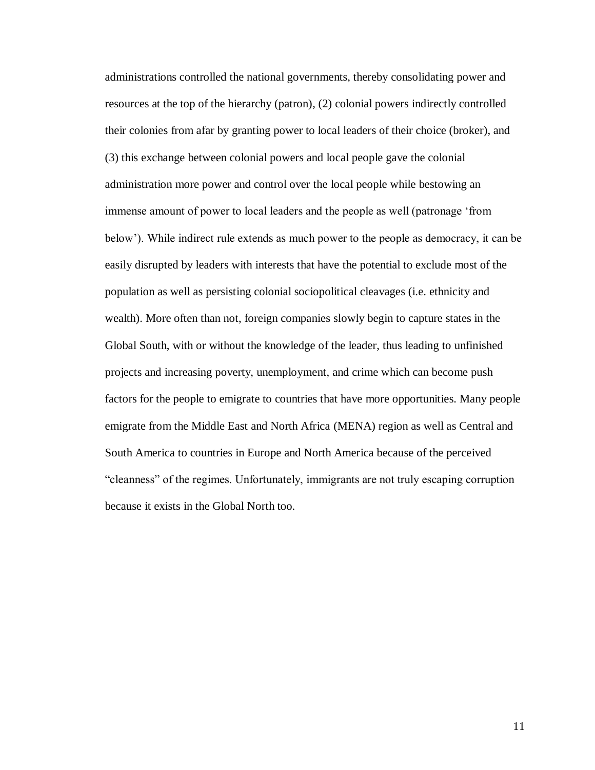administrations controlled the national governments, thereby consolidating power and resources at the top of the hierarchy (patron), (2) colonial powers indirectly controlled their colonies from afar by granting power to local leaders of their choice (broker), and (3) this exchange between colonial powers and local people gave the colonial administration more power and control over the local people while bestowing an immense amount of power to local leaders and the people as well (patronage 'from below'). While indirect rule extends as much power to the people as democracy, it can be easily disrupted by leaders with interests that have the potential to exclude most of the population as well as persisting colonial sociopolitical cleavages (i.e. ethnicity and wealth). More often than not, foreign companies slowly begin to capture states in the Global South, with or without the knowledge of the leader, thus leading to unfinished projects and increasing poverty, unemployment, and crime which can become push factors for the people to emigrate to countries that have more opportunities. Many people emigrate from the Middle East and North Africa (MENA) region as well as Central and South America to countries in Europe and North America because of the perceived "cleanness" of the regimes. Unfortunately, immigrants are not truly escaping corruption because it exists in the Global North too.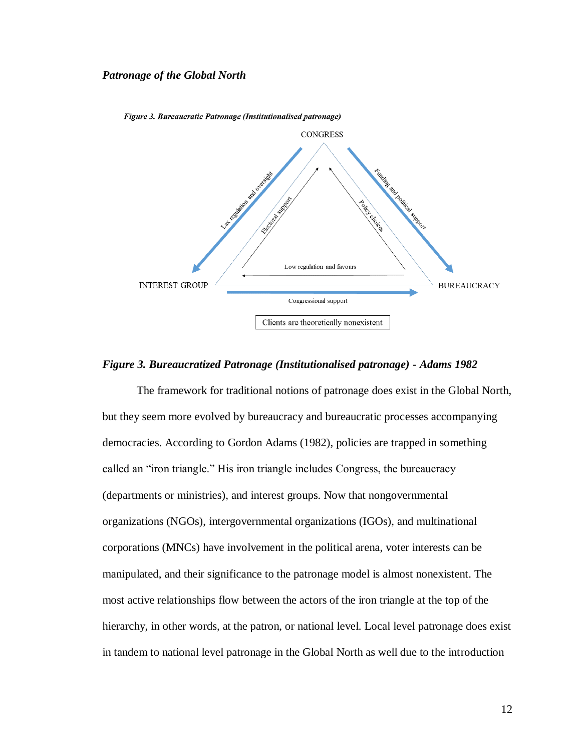### *Patronage of the Global North*

***Figure 3. Bureaucratic Patronage (Institutionalised patronage)***

CONGRESS

INTEREST GROUP

BUREAUCRACY

Lax regulation and oversight

Electoral support

Policy choices

Funding and political support

Low regulation and favours

Congressional support

Clients are theoretically nonexistent

***Figure 3. Bureaucratized Patronage (Institutionalised patronage) - Adams 1982***

The framework for traditional notions of patronage does exist in the Global North, but they seem more evolved by bureaucracy and bureaucratic processes accompanying democracies. According to Gordon Adams (1982), policies are trapped in something called an "iron triangle." His iron triangle includes Congress, the bureaucracy (departments or ministries), and interest groups. Now that nongovernmental organizations (NGOs), intergovernmental organizations (IGOs), and multinational corporations (MNCs) have involvement in the political arena, voter interests can be manipulated, and their significance to the patronage model is almost nonexistent. The most active relationships flow between the actors of the iron triangle at the top of the hierarchy, in other words, at the patron, or national level. Local level patronage does exist in tandem to national level patronage in the Global North as well due to the introduction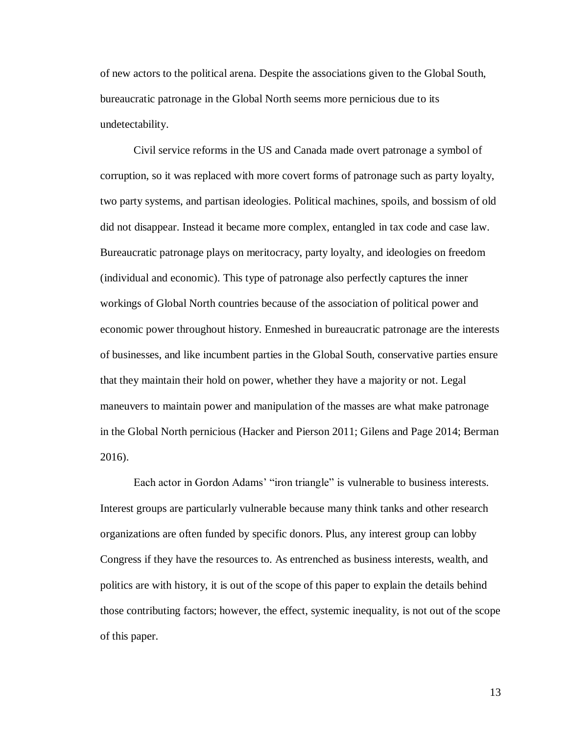of new actors to the political arena. Despite the associations given to the Global South, bureaucratic patronage in the Global North seems more pernicious due to its undetectability.

Civil service reforms in the US and Canada made overt patronage a symbol of corruption, so it was replaced with more covert forms of patronage such as party loyalty, two party systems, and partisan ideologies. Political machines, spoils, and bossism of old did not disappear. Instead it became more complex, entangled in tax code and case law. Bureaucratic patronage plays on meritocracy, party loyalty, and ideologies on freedom (individual and economic). This type of patronage also perfectly captures the inner workings of Global North countries because of the association of political power and economic power throughout history. Enmeshed in bureaucratic patronage are the interests of businesses, and like incumbent parties in the Global South, conservative parties ensure that they maintain their hold on power, whether they have a majority or not. Legal maneuvers to maintain power and manipulation of the masses are what make patronage in the Global North pernicious (Hacker and Pierson 2011; Gilens and Page 2014; Berman 2016).

Each actor in Gordon Adams' "iron triangle" is vulnerable to business interests. Interest groups are particularly vulnerable because many think tanks and other research organizations are often funded by specific donors. Plus, any interest group can lobby Congress if they have the resources to. As entrenched as business interests, wealth, and politics are with history, it is out of the scope of this paper to explain the details behind those contributing factors; however, the effect, systemic inequality, is not out of the scope of this paper.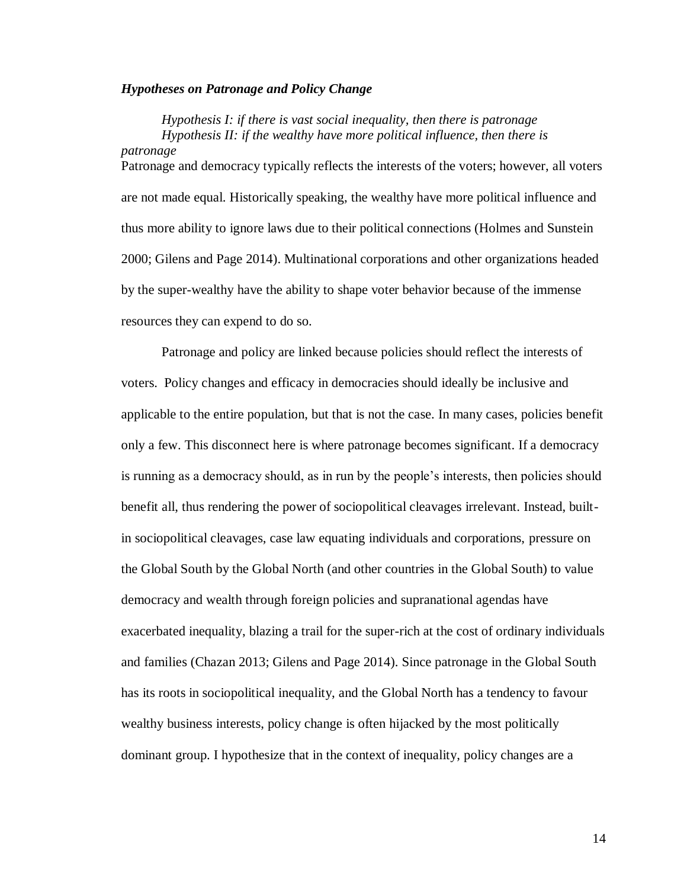### *Hypotheses on Patronage and Policy Change*

*Hypothesis I: if there is vast social inequality, then there is patronage*

*Hypothesis II: if the wealthy have more political influence, then there is patronage*

Patronage and democracy typically reflects the interests of the voters; however, all voters are not made equal. Historically speaking, the wealthy have more political influence and thus more ability to ignore laws due to their political connections (Holmes and Sunstein 2000; Gilens and Page 2014). Multinational corporations and other organizations headed by the super-wealthy have the ability to shape voter behavior because of the immense resources they can expend to do so.

Patronage and policy are linked because policies should reflect the interests of voters. Policy changes and efficacy in democracies should ideally be inclusive and applicable to the entire population, but that is not the case. In many cases, policies benefit only a few. This disconnect here is where patronage becomes significant. If a democracy is running as a democracy should, as in run by the people's interests, then policies should benefit all, thus rendering the power of sociopolitical cleavages irrelevant. Instead, built-in sociopolitical cleavages, case law equating individuals and corporations, pressure on the Global South by the Global North (and other countries in the Global South) to value democracy and wealth through foreign policies and supranational agendas have exacerbated inequality, blazing a trail for the super-rich at the cost of ordinary individuals and families (Chazan 2013; Gilens and Page 2014). Since patronage in the Global South has its roots in sociopolitical inequality, and the Global North has a tendency to favour wealthy business interests, policy change is often hijacked by the most politically dominant group. I hypothesize that in the context of inequality, policy changes are a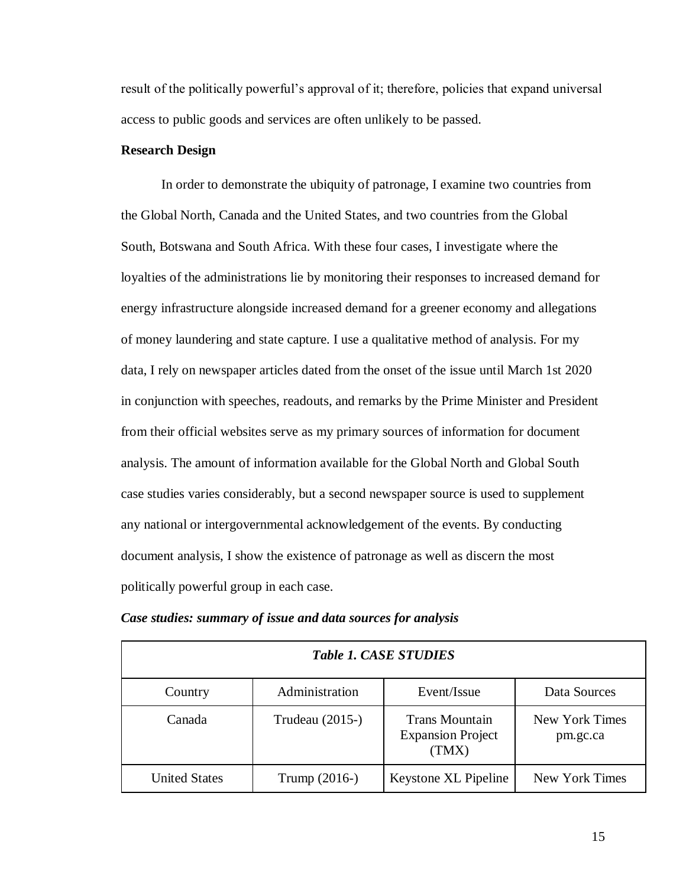result of the politically powerful's approval of it; therefore, policies that expand universal access to public goods and services are often unlikely to be passed.

**Research Design**

In order to demonstrate the ubiquity of patronage, I examine two countries from the Global North, Canada and the United States, and two countries from the Global South, Botswana and South Africa. With these four cases, I investigate where the loyalties of the administrations lie by monitoring their responses to increased demand for energy infrastructure alongside increased demand for a greener economy and allegations of money laundering and state capture. I use a qualitative method of analysis. For my data, I rely on newspaper articles dated from the onset of the issue until March 1st 2020 in conjunction with speeches, readouts, and remarks by the Prime Minister and President from their official websites serve as my primary sources of information for document analysis. The amount of information available for the Global North and Global South case studies varies considerably, but a second newspaper source is used to supplement any national or intergovernmental acknowledgement of the events. By conducting document analysis, I show the existence of patronage as well as discern the most politically powerful group in each case.

***Case studies: summary of issue and data sources for analysis***

| *Table 1. CASE STUDIES* | | | |
|---|---|---|---|
| Country | Administration | Event/Issue | Data Sources |
| Canada | Trudeau (2015-) | Trans Mountain Expansion Project (TMX) | New York Times pm.gc.ca |
| United States | Trump (2016-) | Keystone XL Pipeline | New York Times |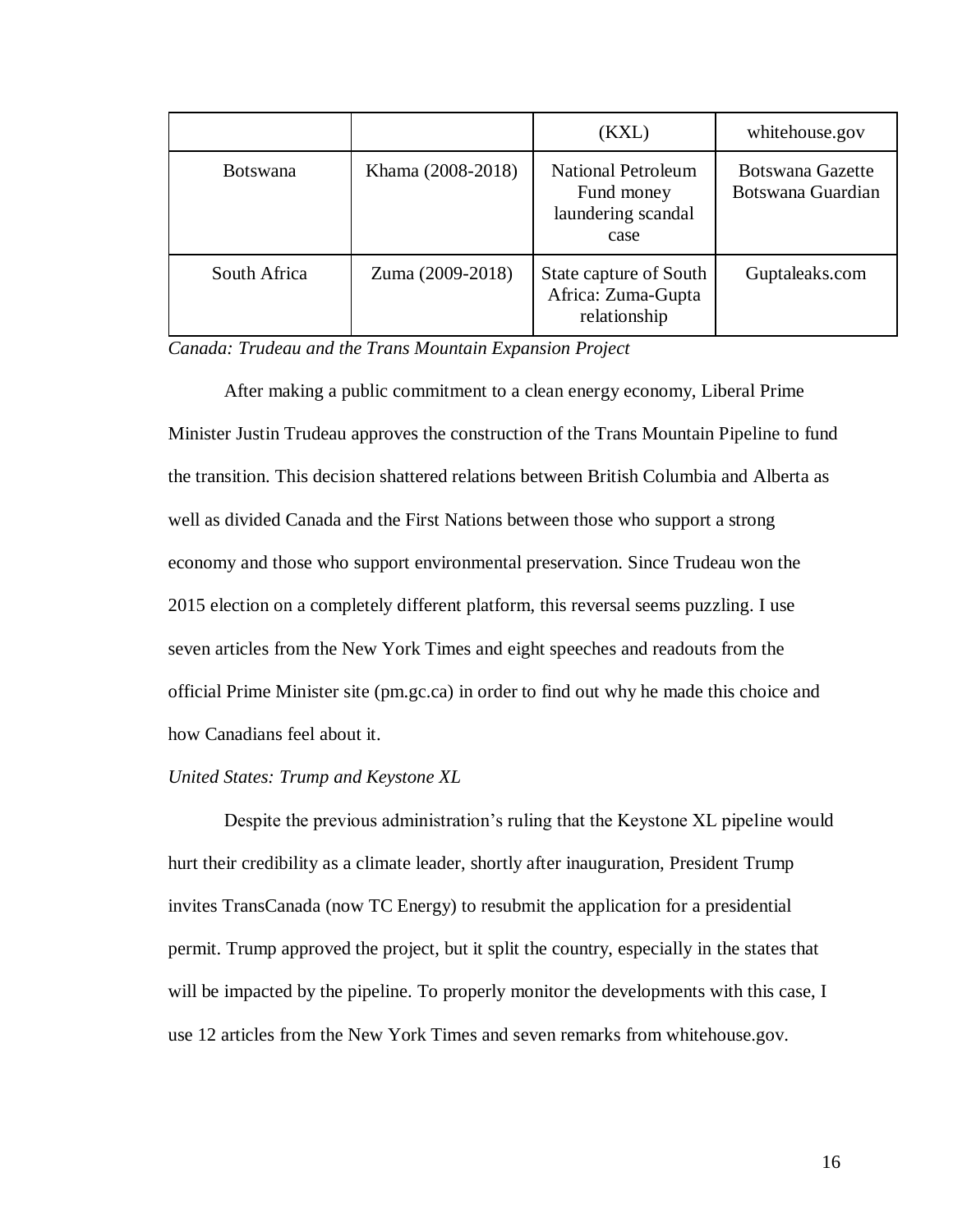| | | | |
|---|---|---|---|
| | | (KXL) | whitehouse.gov |
| Botswana | Khama (2008-2018) | National Petroleum Fund money laundering scandal case | Botswana Gazette Botswana Guardian |
| South Africa | Zuma (2009-2018) | State capture of South Africa: Zuma-Gupta relationship | Guptaleaks.com |

*Canada: Trudeau and the Trans Mountain Expansion Project*

After making a public commitment to a clean energy economy, Liberal Prime Minister Justin Trudeau approves the construction of the Trans Mountain Pipeline to fund the transition. This decision shattered relations between British Columbia and Alberta as well as divided Canada and the First Nations between those who support a strong economy and those who support environmental preservation. Since Trudeau won the 2015 election on a completely different platform, this reversal seems puzzling. I use seven articles from the New York Times and eight speeches and readouts from the official Prime Minister site (pm.gc.ca) in order to find out why he made this choice and how Canadians feel about it.

*United States: Trump and Keystone XL*

Despite the previous administration's ruling that the Keystone XL pipeline would hurt their credibility as a climate leader, shortly after inauguration, President Trump invites TransCanada (now TC Energy) to resubmit the application for a presidential permit. Trump approved the project, but it split the country, especially in the states that will be impacted by the pipeline. To properly monitor the developments with this case, I use 12 articles from the New York Times and seven remarks from whitehouse.gov.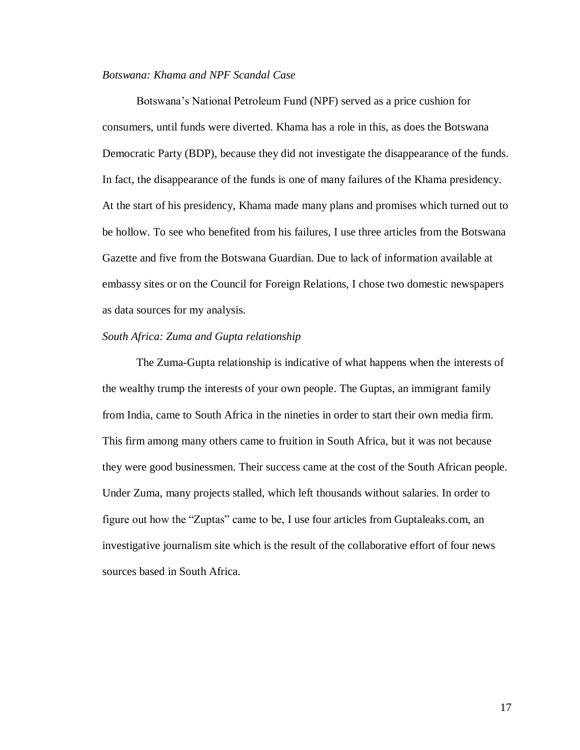*Botswana: Khama and NPF Scandal Case*

Botswana's National Petroleum Fund (NPF) served as a price cushion for consumers, until funds were diverted. Khama has a role in this, as does the Botswana Democratic Party (BDP), because they did not investigate the disappearance of the funds. In fact, the disappearance of the funds is one of many failures of the Khama presidency. At the start of his presidency, Khama made many plans and promises which turned out to be hollow. To see who benefited from his failures, I use three articles from the Botswana Gazette and five from the Botswana Guardian. Due to lack of information available at embassy sites or on the Council for Foreign Relations, I chose two domestic newspapers as data sources for my analysis.

*South Africa: Zuma and Gupta relationship*

The Zuma-Gupta relationship is indicative of what happens when the interests of the wealthy trump the interests of your own people. The Guptas, an immigrant family from India, came to South Africa in the nineties in order to start their own media firm. This firm among many others came to fruition in South Africa, but it was not because they were good businessmen. Their success came at the cost of the South African people. Under Zuma, many projects stalled, which left thousands without salaries. In order to figure out how the "Zuptas" came to be, I use four articles from Guptaleaks.com, an investigative journalism site which is the result of the collaborative effort of four news sources based in South Africa.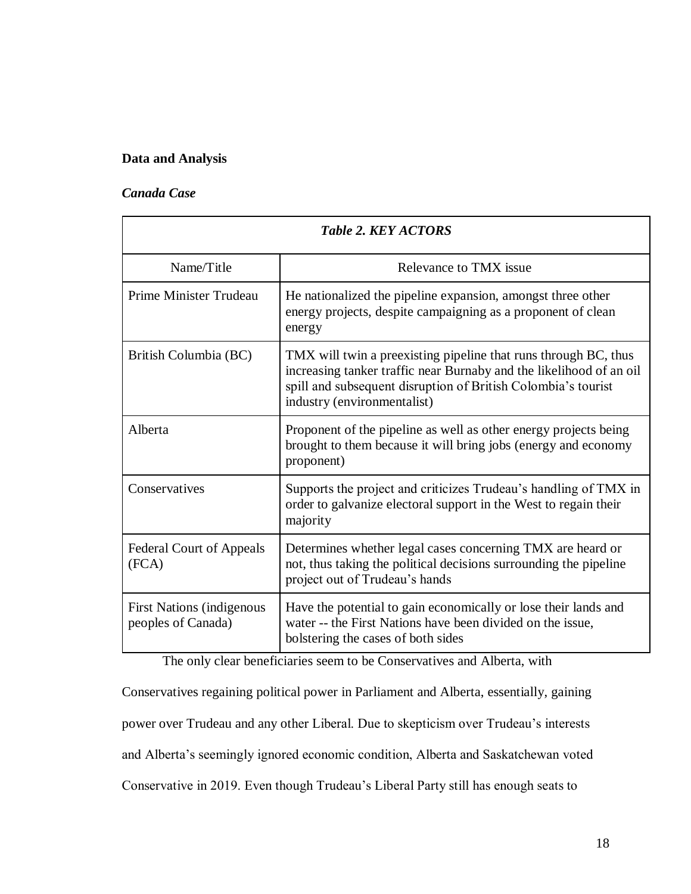## Data and Analysis

### *Canada Case*

| *Table 2. KEY ACTORS* | |
|---|---|
| Name/Title | Relevance to TMX issue |
| Prime Minister Trudeau | He nationalized the pipeline expansion, amongst three other energy projects, despite campaigning as a proponent of clean energy |
| British Columbia (BC) | TMX will twin a preexisting pipeline that runs through BC, thus increasing tanker traffic near Burnaby and the likelihood of an oil spill and subsequent disruption of British Colombia's tourist industry (environmentalist) |
| Alberta | Proponent of the pipeline as well as other energy projects being brought to them because it will bring jobs (energy and economy proponent) |
| Conservatives | Supports the project and criticizes Trudeau's handling of TMX in order to galvanize electoral support in the West to regain their majority |
| Federal Court of Appeals (FCA) | Determines whether legal cases concerning TMX are heard or not, thus taking the political decisions surrounding the pipeline project out of Trudeau's hands |
| First Nations (indigenous peoples of Canada) | Have the potential to gain economically or lose their lands and water -- the First Nations have been divided on the issue, bolstering the cases of both sides |

The only clear beneficiaries seem to be Conservatives and Alberta, with Conservatives regaining political power in Parliament and Alberta, essentially, gaining power over Trudeau and any other Liberal. Due to skepticism over Trudeau's interests and Alberta's seemingly ignored economic condition, Alberta and Saskatchewan voted Conservative in 2019. Even though Trudeau's Liberal Party still has enough seats to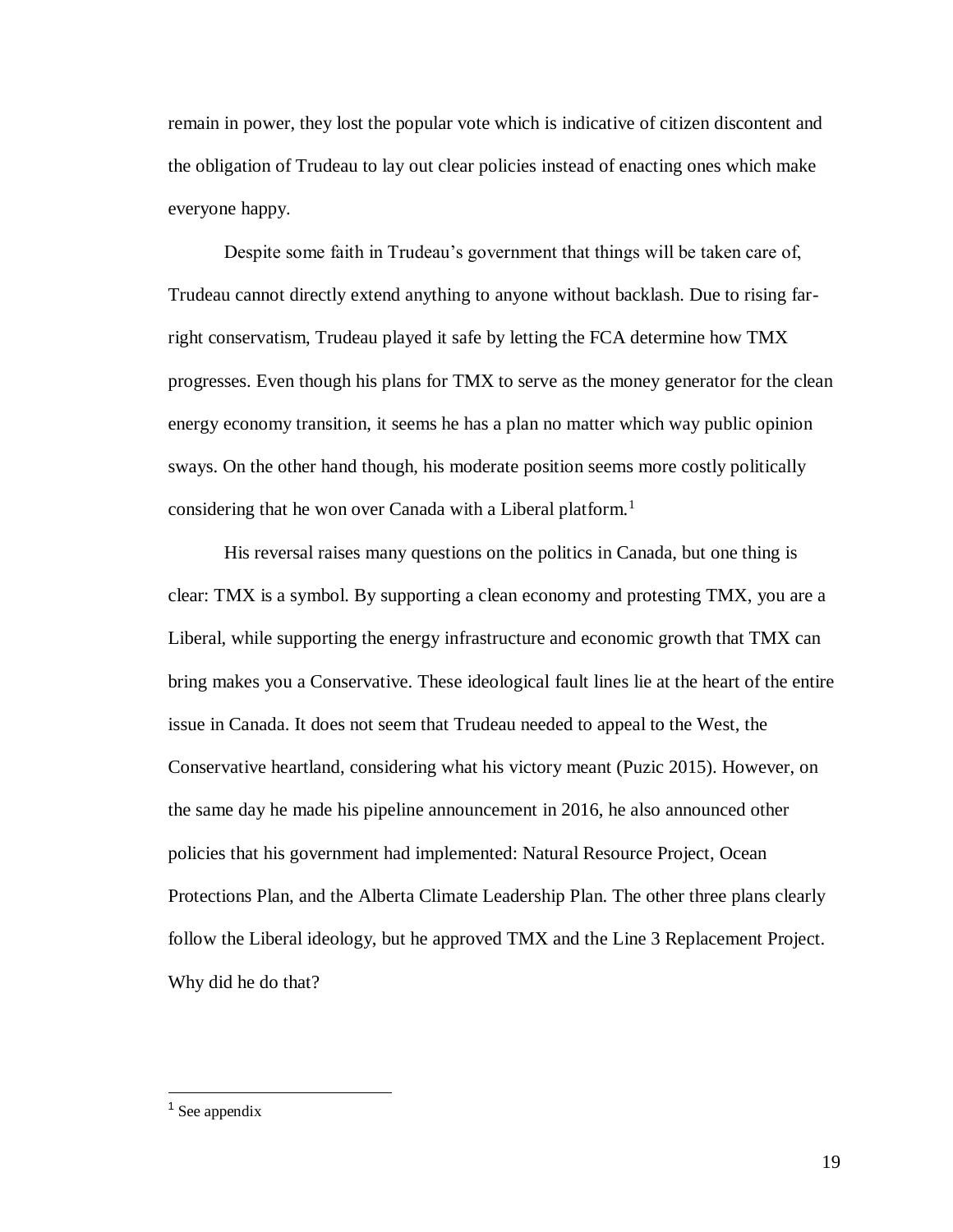remain in power, they lost the popular vote which is indicative of citizen discontent and the obligation of Trudeau to lay out clear policies instead of enacting ones which make everyone happy.

Despite some faith in Trudeau's government that things will be taken care of, Trudeau cannot directly extend anything to anyone without backlash. Due to rising far-right conservatism, Trudeau played it safe by letting the FCA determine how TMX progresses. Even though his plans for TMX to serve as the money generator for the clean energy economy transition, it seems he has a plan no matter which way public opinion sways. On the other hand though, his moderate position seems more costly politically considering that he won over Canada with a Liberal platform.[1]

His reversal raises many questions on the politics in Canada, but one thing is clear: TMX is a symbol. By supporting a clean economy and protesting TMX, you are a Liberal, while supporting the energy infrastructure and economic growth that TMX can bring makes you a Conservative. These ideological fault lines lie at the heart of the entire issue in Canada. It does not seem that Trudeau needed to appeal to the West, the Conservative heartland, considering what his victory meant (Puzic 2015). However, on the same day he made his pipeline announcement in 2016, he also announced other policies that his government had implemented: Natural Resource Project, Ocean Protections Plan, and the Alberta Climate Leadership Plan. The other three plans clearly follow the Liberal ideology, but he approved TMX and the Line 3 Replacement Project. Why did he do that?

---

[1] See appendix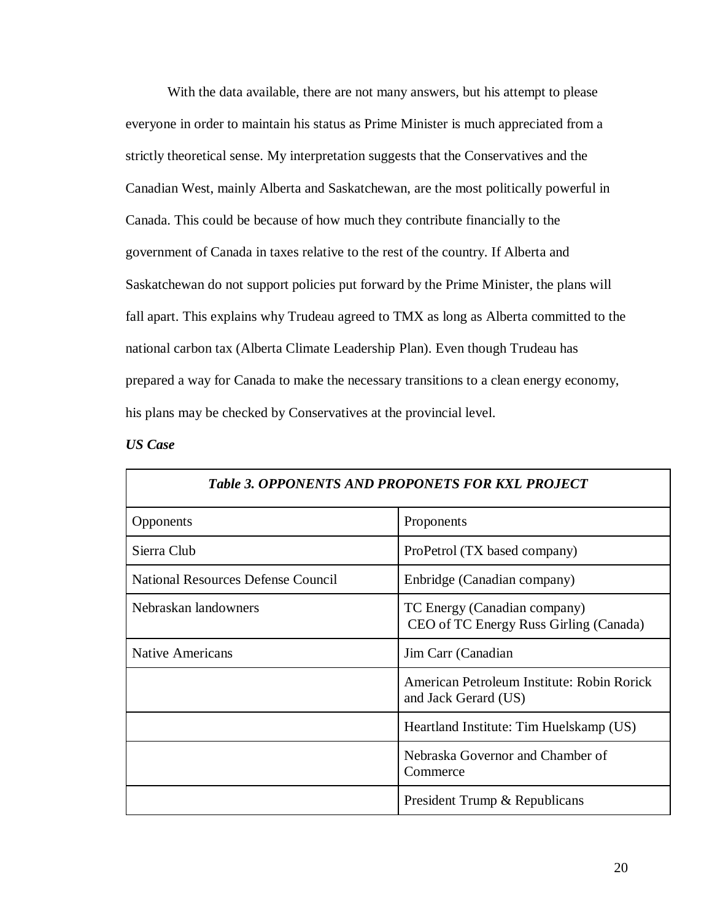With the data available, there are not many answers, but his attempt to please everyone in order to maintain his status as Prime Minister is much appreciated from a strictly theoretical sense. My interpretation suggests that the Conservatives and the Canadian West, mainly Alberta and Saskatchewan, are the most politically powerful in Canada. This could be because of how much they contribute financially to the government of Canada in taxes relative to the rest of the country. If Alberta and Saskatchewan do not support policies put forward by the Prime Minister, the plans will fall apart. This explains why Trudeau agreed to TMX as long as Alberta committed to the national carbon tax (Alberta Climate Leadership Plan). Even though Trudeau has prepared a way for Canada to make the necessary transitions to a clean energy economy, his plans may be checked by Conservatives at the provincial level.

***US Case***

***Table 3. OPPONENTS AND PROPONETS FOR KXL PROJECT***

| Opponents | Proponents |
|---|---|
| Sierra Club | ProPetrol (TX based company) |
| National Resources Defense Council | Enbridge (Canadian company) |
| Nebraskan landowners | TC Energy (Canadian company) CEO of TC Energy Russ Girling (Canada) |
| Native Americans | Jim Carr (Canadian |
| | American Petroleum Institute: Robin Rorick and Jack Gerard (US) |
| | Heartland Institute: Tim Huelskamp (US) |
| | Nebraska Governor and Chamber of Commerce |
| | President Trump & Republicans |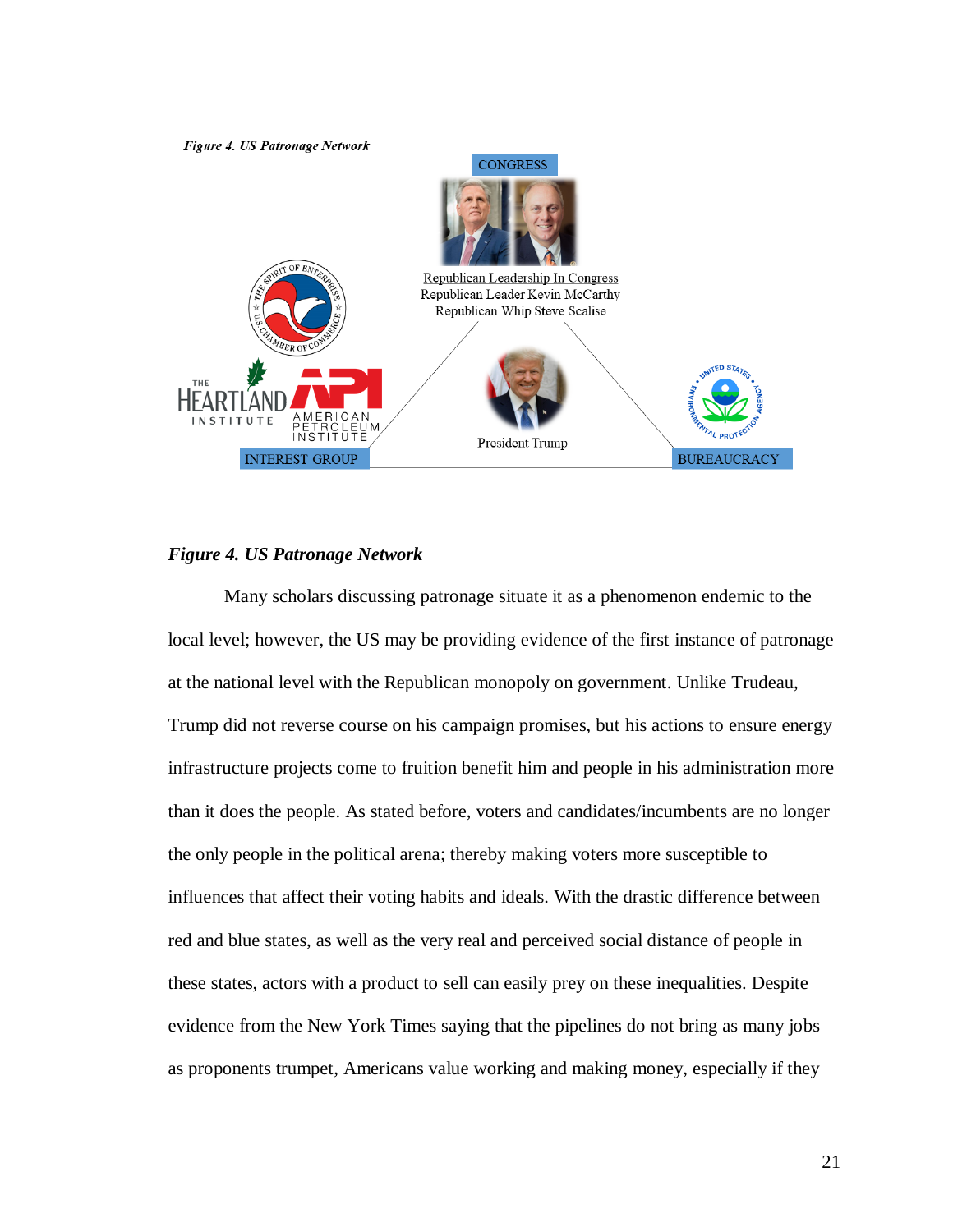*Figure 4. US Patronage Network*

CONGRESS

Republican Leadership In Congress
Republican Leader Kevin McCarthy
Republican Whip Steve Scalise

President Trump

INTEREST GROUP

BUREAUCRACY

***Figure 4. US Patronage Network***

Many scholars discussing patronage situate it as a phenomenon endemic to the local level; however, the US may be providing evidence of the first instance of patronage at the national level with the Republican monopoly on government. Unlike Trudeau, Trump did not reverse course on his campaign promises, but his actions to ensure energy infrastructure projects come to fruition benefit him and people in his administration more than it does the people. As stated before, voters and candidates/incumbents are no longer the only people in the political arena; thereby making voters more susceptible to influences that affect their voting habits and ideals. With the drastic difference between red and blue states, as well as the very real and perceived social distance of people in these states, actors with a product to sell can easily prey on these inequalities. Despite evidence from the New York Times saying that the pipelines do not bring as many jobs as proponents trumpet, Americans value working and making money, especially if they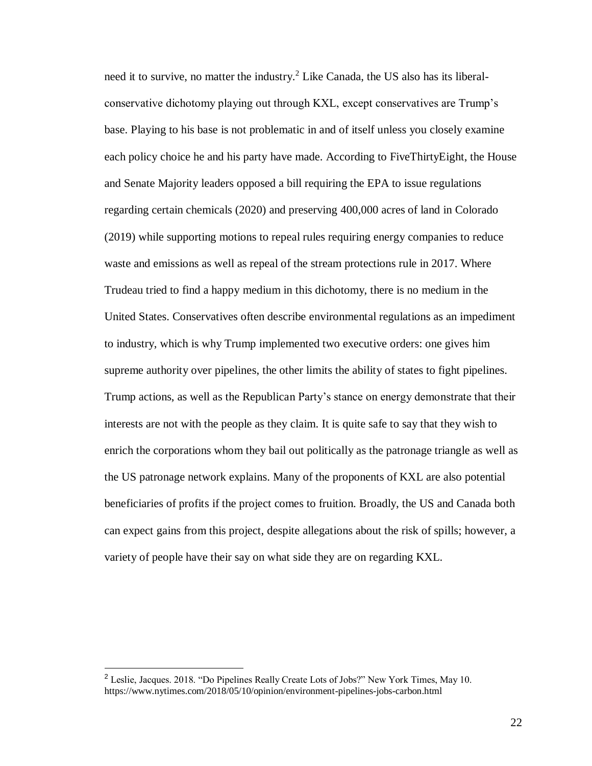need it to survive, no matter the industry.[2] Like Canada, the US also has its liberal-conservative dichotomy playing out through KXL, except conservatives are Trump's base. Playing to his base is not problematic in and of itself unless you closely examine each policy choice he and his party have made. According to FiveThirtyEight, the House and Senate Majority leaders opposed a bill requiring the EPA to issue regulations regarding certain chemicals (2020) and preserving 400,000 acres of land in Colorado (2019) while supporting motions to repeal rules requiring energy companies to reduce waste and emissions as well as repeal of the stream protections rule in 2017. Where Trudeau tried to find a happy medium in this dichotomy, there is no medium in the United States. Conservatives often describe environmental regulations as an impediment to industry, which is why Trump implemented two executive orders: one gives him supreme authority over pipelines, the other limits the ability of states to fight pipelines. Trump actions, as well as the Republican Party's stance on energy demonstrate that their interests are not with the people as they claim. It is quite safe to say that they wish to enrich the corporations whom they bail out politically as the patronage triangle as well as the US patronage network explains. Many of the proponents of KXL are also potential beneficiaries of profits if the project comes to fruition. Broadly, the US and Canada both can expect gains from this project, despite allegations about the risk of spills; however, a variety of people have their say on what side they are on regarding KXL.

[2] Leslie, Jacques. 2018. "Do Pipelines Really Create Lots of Jobs?" New York Times, May 10. https://www.nytimes.com/2018/05/10/opinion/environment-pipelines-jobs-carbon.html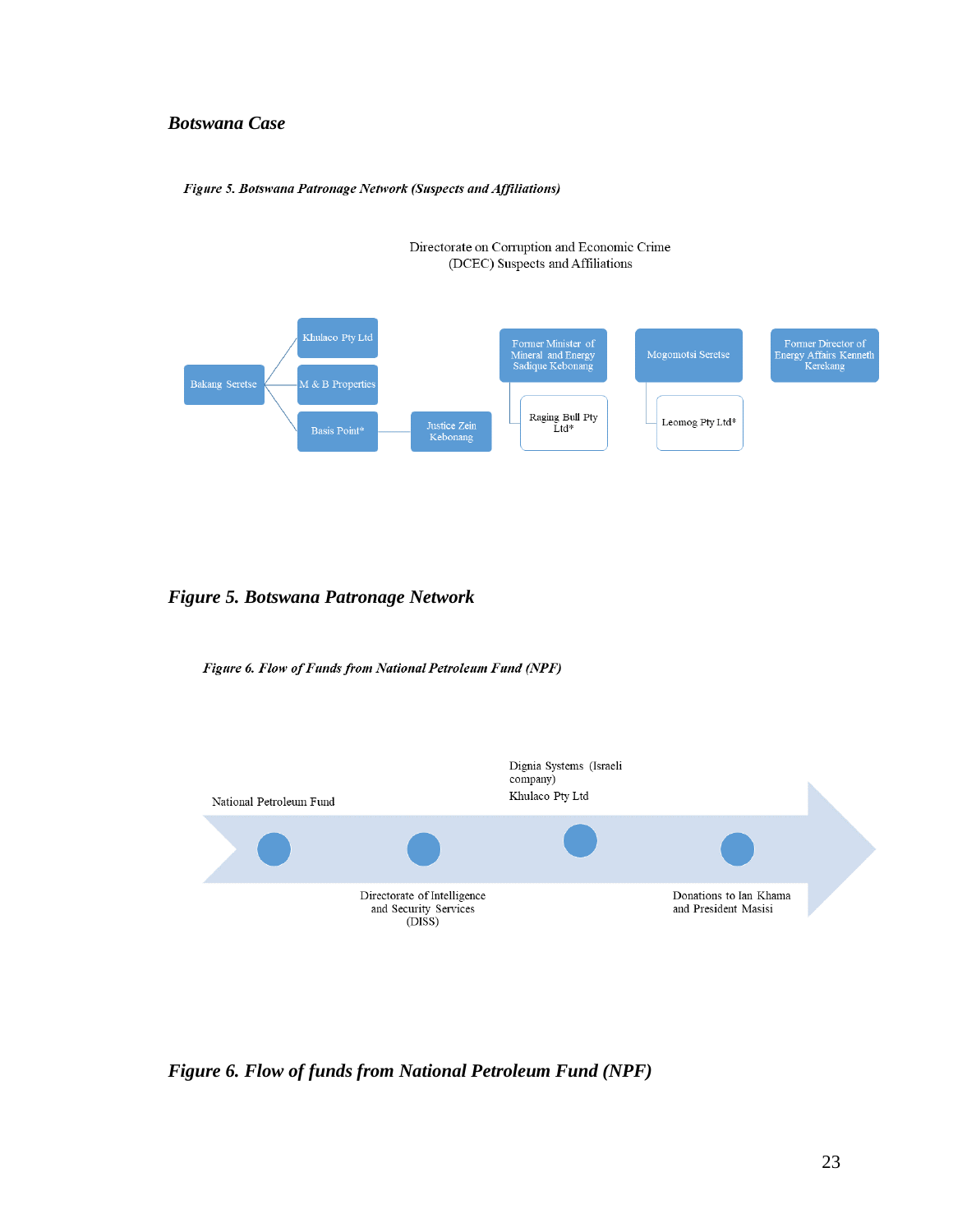### *Botswana Case*

*Figure 5. Botswana Patronage Network (Suspects and Affiliations)*

Directorate on Corruption and Economic Crime (DCEC) Suspects and Affiliations

Bakang Seretse

Khulaco Pty Ltd

M & B Properties

Basis Point*

Justice Zein Kebonang

Former Minister of Mineral and Energy Sadique Kebonang

Raging Bull Pty Ltd*

Mogomotsi Seretse

Leomog Pty Ltd*

Former Director of Energy Affairs Kenneth Kerekang

***Figure 5. Botswana Patronage Network***

*Figure 6. Flow of Funds from National Petroleum Fund (NPF)*

National Petroleum Fund

Directorate of Intelligence and Security Services (DISS)

Dignia Systems (Israeli company)

Khulaco Pty Ltd

Donations to Ian Khama and President Masisi

***Figure 6. Flow of funds from National Petroleum Fund (NPF)***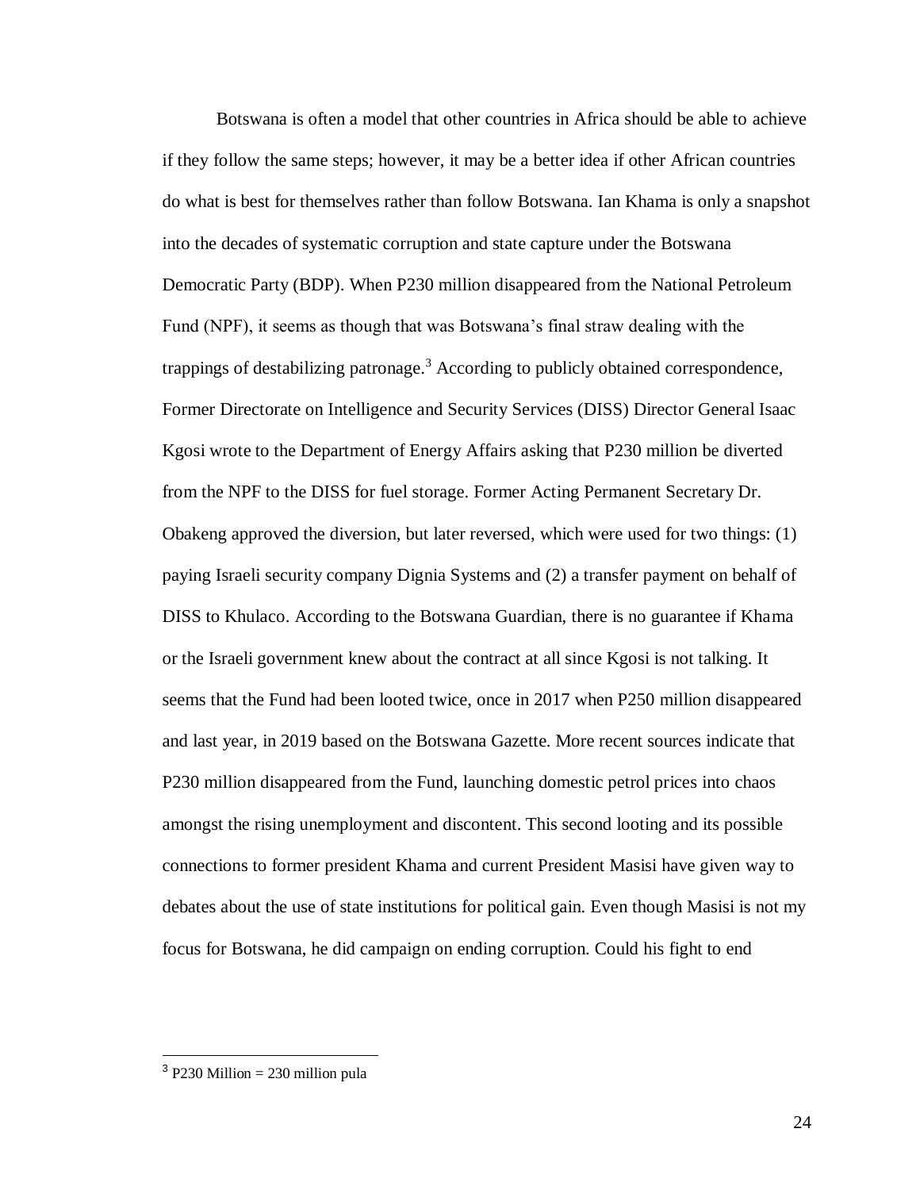Botswana is often a model that other countries in Africa should be able to achieve if they follow the same steps; however, it may be a better idea if other African countries do what is best for themselves rather than follow Botswana. Ian Khama is only a snapshot into the decades of systematic corruption and state capture under the Botswana Democratic Party (BDP). When P230 million disappeared from the National Petroleum Fund (NPF), it seems as though that was Botswana's final straw dealing with the trappings of destabilizing patronage.[3] According to publicly obtained correspondence, Former Directorate on Intelligence and Security Services (DISS) Director General Isaac Kgosi wrote to the Department of Energy Affairs asking that P230 million be diverted from the NPF to the DISS for fuel storage. Former Acting Permanent Secretary Dr. Obakeng approved the diversion, but later reversed, which were used for two things: (1) paying Israeli security company Dignia Systems and (2) a transfer payment on behalf of DISS to Khulaco. According to the Botswana Guardian, there is no guarantee if Khama or the Israeli government knew about the contract at all since Kgosi is not talking. It seems that the Fund had been looted twice, once in 2017 when P250 million disappeared and last year, in 2019 based on the Botswana Gazette. More recent sources indicate that P230 million disappeared from the Fund, launching domestic petrol prices into chaos amongst the rising unemployment and discontent. This second looting and its possible connections to former president Khama and current President Masisi have given way to debates about the use of state institutions for political gain. Even though Masisi is not my focus for Botswana, he did campaign on ending corruption. Could his fight to end

---

[3] P230 Million = 230 million pula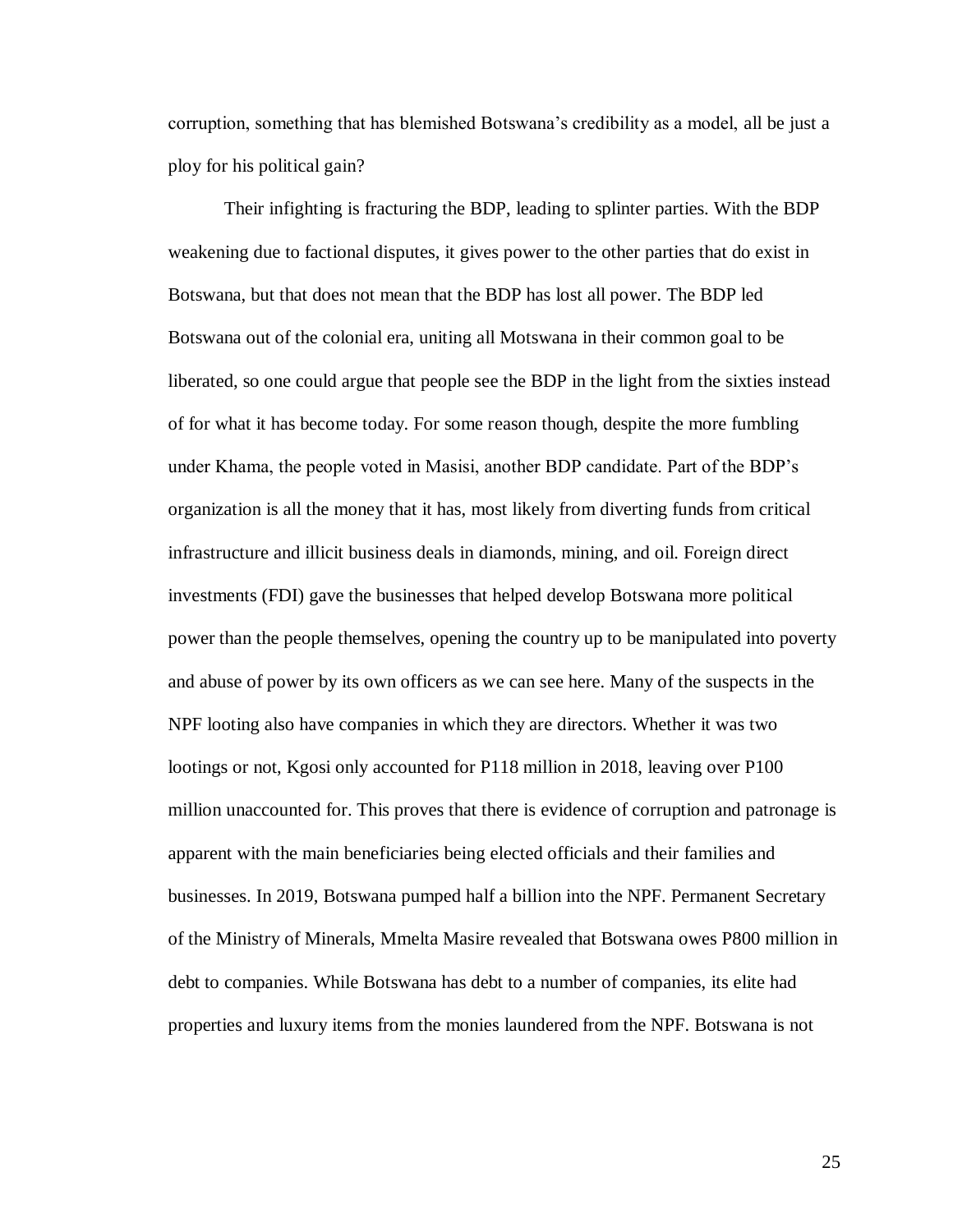corruption, something that has blemished Botswana's credibility as a model, all be just a ploy for his political gain?

Their infighting is fracturing the BDP, leading to splinter parties. With the BDP weakening due to factional disputes, it gives power to the other parties that do exist in Botswana, but that does not mean that the BDP has lost all power. The BDP led Botswana out of the colonial era, uniting all Motswana in their common goal to be liberated, so one could argue that people see the BDP in the light from the sixties instead of for what it has become today. For some reason though, despite the more fumbling under Khama, the people voted in Masisi, another BDP candidate. Part of the BDP's organization is all the money that it has, most likely from diverting funds from critical infrastructure and illicit business deals in diamonds, mining, and oil. Foreign direct investments (FDI) gave the businesses that helped develop Botswana more political power than the people themselves, opening the country up to be manipulated into poverty and abuse of power by its own officers as we can see here. Many of the suspects in the NPF looting also have companies in which they are directors. Whether it was two lootings or not, Kgosi only accounted for P118 million in 2018, leaving over P100 million unaccounted for. This proves that there is evidence of corruption and patronage is apparent with the main beneficiaries being elected officials and their families and businesses. In 2019, Botswana pumped half a billion into the NPF. Permanent Secretary of the Ministry of Minerals, Mmelta Masire revealed that Botswana owes P800 million in debt to companies. While Botswana has debt to a number of companies, its elite had properties and luxury items from the monies laundered from the NPF. Botswana is not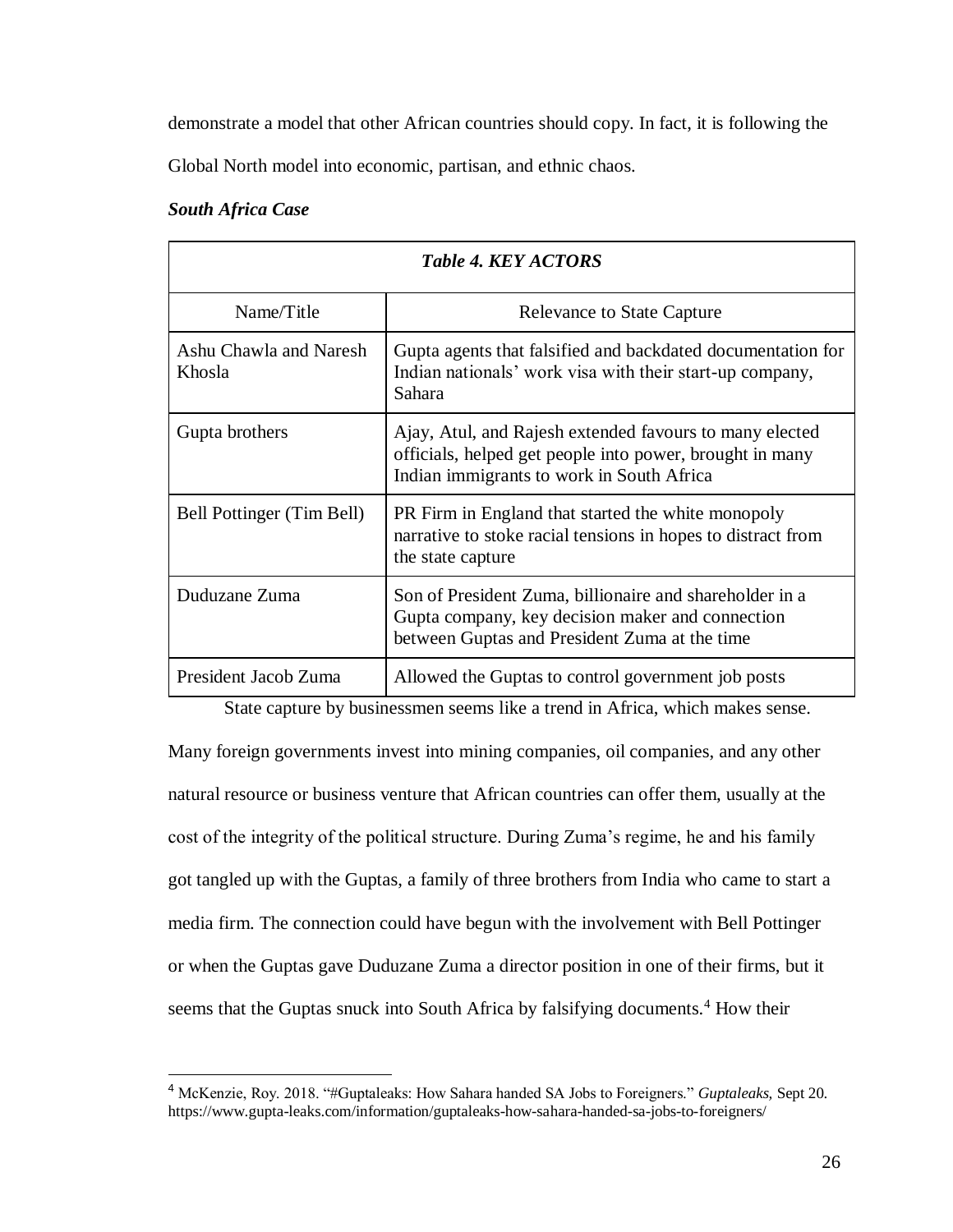demonstrate a model that other African countries should copy. In fact, it is following the Global North model into economic, partisan, and ethnic chaos.

***South Africa Case***

| *Table 4. KEY ACTORS* | |
|---|---|
| Name/Title | Relevance to State Capture |
| Ashu Chawla and Naresh Khosla | Gupta agents that falsified and backdated documentation for Indian nationals' work visa with their start-up company, Sahara |
| Gupta brothers | Ajay, Atul, and Rajesh extended favours to many elected officials, helped get people into power, brought in many Indian immigrants to work in South Africa |
| Bell Pottinger (Tim Bell) | PR Firm in England that started the white monopoly narrative to stoke racial tensions in hopes to distract from the state capture |
| Duduzane Zuma | Son of President Zuma, billionaire and shareholder in a Gupta company, key decision maker and connection between Guptas and President Zuma at the time |
| President Jacob Zuma | Allowed the Guptas to control government job posts |

State capture by businessmen seems like a trend in Africa, which makes sense. Many foreign governments invest into mining companies, oil companies, and any other natural resource or business venture that African countries can offer them, usually at the cost of the integrity of the political structure. During Zuma's regime, he and his family got tangled up with the Guptas, a family of three brothers from India who came to start a media firm. The connection could have begun with the involvement with Bell Pottinger or when the Guptas gave Duduzane Zuma a director position in one of their firms, but it seems that the Guptas snuck into South Africa by falsifying documents.[4] How their

[4] McKenzie, Roy. 2018. "#Guptaleaks: How Sahara handed SA Jobs to Foreigners." *Guptaleaks,* Sept 20. https://www.gupta-leaks.com/information/guptaleaks-how-sahara-handed-sa-jobs-to-foreigners/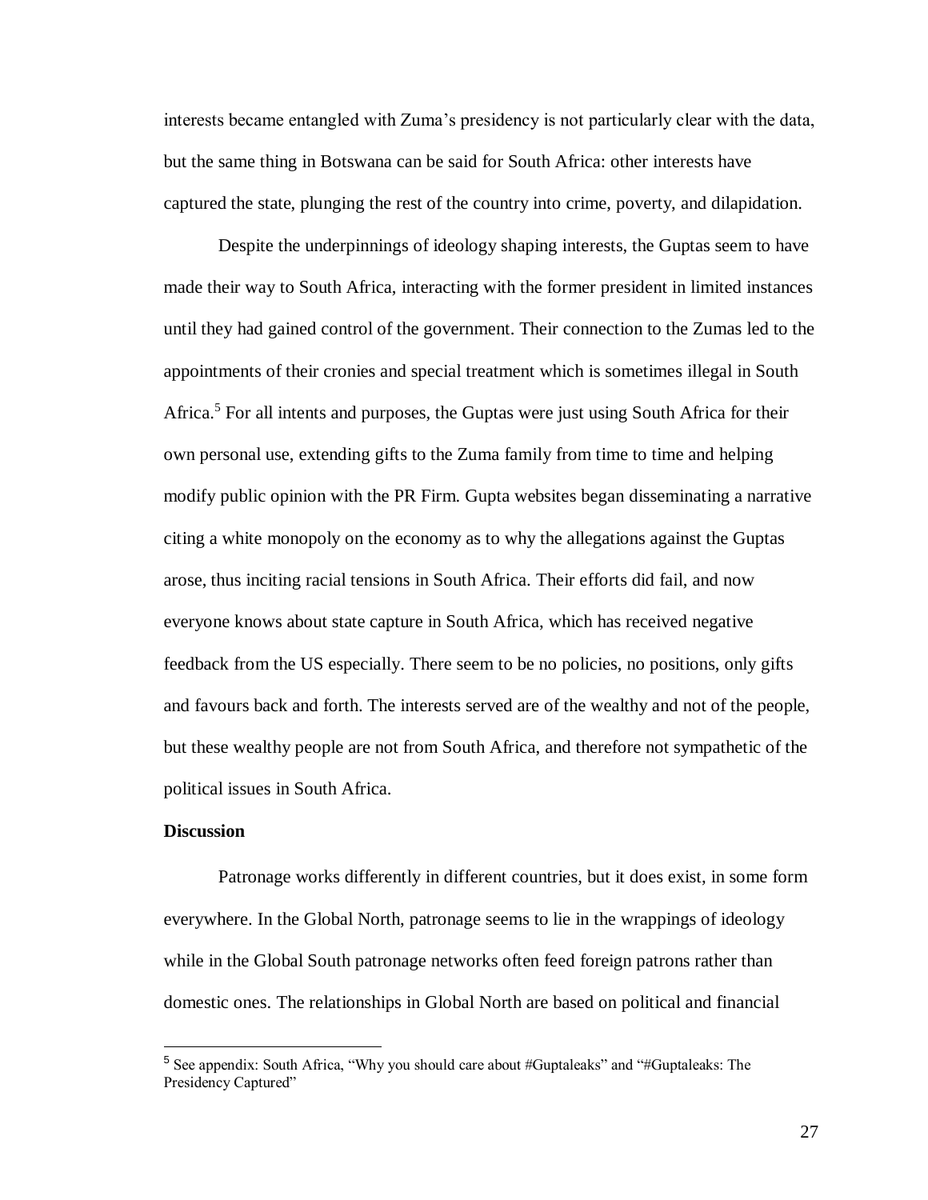interests became entangled with Zuma's presidency is not particularly clear with the data, but the same thing in Botswana can be said for South Africa: other interests have captured the state, plunging the rest of the country into crime, poverty, and dilapidation.

Despite the underpinnings of ideology shaping interests, the Guptas seem to have made their way to South Africa, interacting with the former president in limited instances until they had gained control of the government. Their connection to the Zumas led to the appointments of their cronies and special treatment which is sometimes illegal in South Africa.[5] For all intents and purposes, the Guptas were just using South Africa for their own personal use, extending gifts to the Zuma family from time to time and helping modify public opinion with the PR Firm. Gupta websites began disseminating a narrative citing a white monopoly on the economy as to why the allegations against the Guptas arose, thus inciting racial tensions in South Africa. Their efforts did fail, and now everyone knows about state capture in South Africa, which has received negative feedback from the US especially. There seem to be no policies, no positions, only gifts and favours back and forth. The interests served are of the wealthy and not of the people, but these wealthy people are not from South Africa, and therefore not sympathetic of the political issues in South Africa.

**Discussion**

Patronage works differently in different countries, but it does exist, in some form everywhere. In the Global North, patronage seems to lie in the wrappings of ideology while in the Global South patronage networks often feed foreign patrons rather than domestic ones. The relationships in Global North are based on political and financial

---

[5] See appendix: South Africa, "Why you should care about #Guptaleaks" and "#Guptaleaks: The Presidency Captured"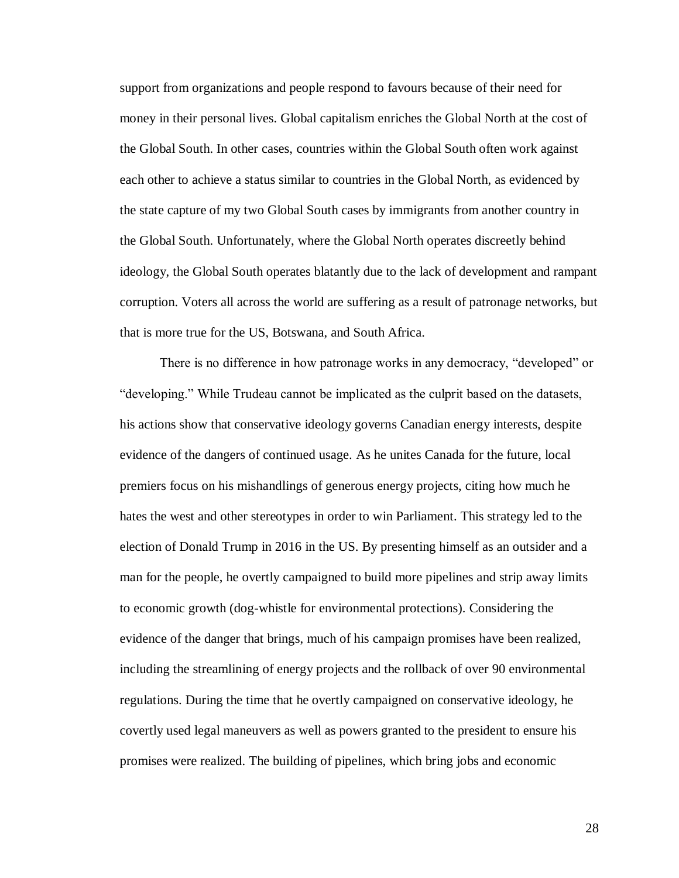support from organizations and people respond to favours because of their need for money in their personal lives. Global capitalism enriches the Global North at the cost of the Global South. In other cases, countries within the Global South often work against each other to achieve a status similar to countries in the Global North, as evidenced by the state capture of my two Global South cases by immigrants from another country in the Global South. Unfortunately, where the Global North operates discreetly behind ideology, the Global South operates blatantly due to the lack of development and rampant corruption. Voters all across the world are suffering as a result of patronage networks, but that is more true for the US, Botswana, and South Africa.

There is no difference in how patronage works in any democracy, "developed" or "developing." While Trudeau cannot be implicated as the culprit based on the datasets, his actions show that conservative ideology governs Canadian energy interests, despite evidence of the dangers of continued usage. As he unites Canada for the future, local premiers focus on his mishandlings of generous energy projects, citing how much he hates the west and other stereotypes in order to win Parliament. This strategy led to the election of Donald Trump in 2016 in the US. By presenting himself as an outsider and a man for the people, he overtly campaigned to build more pipelines and strip away limits to economic growth (dog-whistle for environmental protections). Considering the evidence of the danger that brings, much of his campaign promises have been realized, including the streamlining of energy projects and the rollback of over 90 environmental regulations. During the time that he overtly campaigned on conservative ideology, he covertly used legal maneuvers as well as powers granted to the president to ensure his promises were realized. The building of pipelines, which bring jobs and economic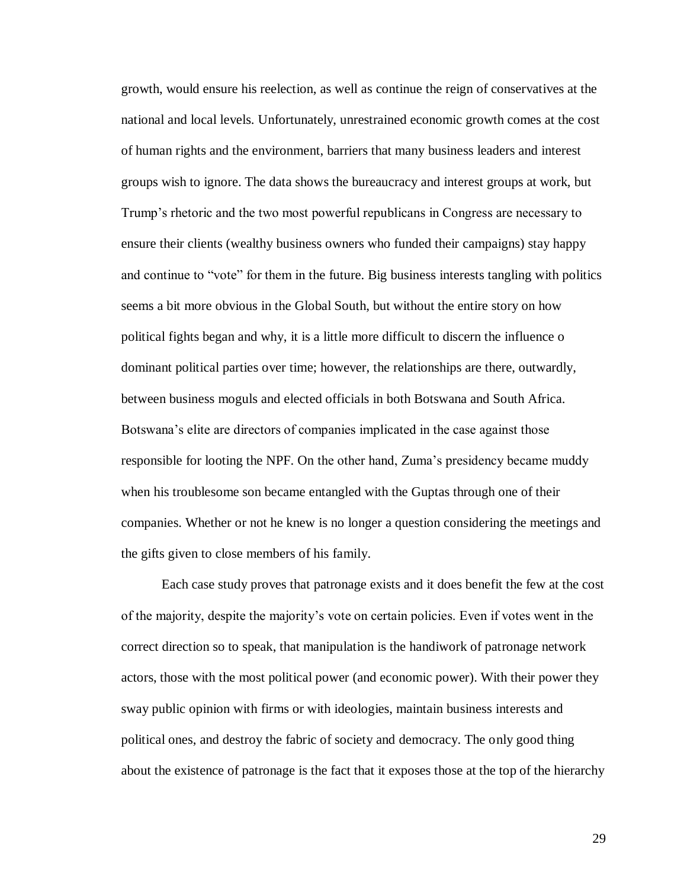growth, would ensure his reelection, as well as continue the reign of conservatives at the national and local levels. Unfortunately, unrestrained economic growth comes at the cost of human rights and the environment, barriers that many business leaders and interest groups wish to ignore. The data shows the bureaucracy and interest groups at work, but Trump's rhetoric and the two most powerful republicans in Congress are necessary to ensure their clients (wealthy business owners who funded their campaigns) stay happy and continue to "vote" for them in the future. Big business interests tangling with politics seems a bit more obvious in the Global South, but without the entire story on how political fights began and why, it is a little more difficult to discern the influence o dominant political parties over time; however, the relationships are there, outwardly, between business moguls and elected officials in both Botswana and South Africa. Botswana's elite are directors of companies implicated in the case against those responsible for looting the NPF. On the other hand, Zuma's presidency became muddy when his troublesome son became entangled with the Guptas through one of their companies. Whether or not he knew is no longer a question considering the meetings and the gifts given to close members of his family.

Each case study proves that patronage exists and it does benefit the few at the cost of the majority, despite the majority's vote on certain policies. Even if votes went in the correct direction so to speak, that manipulation is the handiwork of patronage network actors, those with the most political power (and economic power). With their power they sway public opinion with firms or with ideologies, maintain business interests and political ones, and destroy the fabric of society and democracy. The only good thing about the existence of patronage is the fact that it exposes those at the top of the hierarchy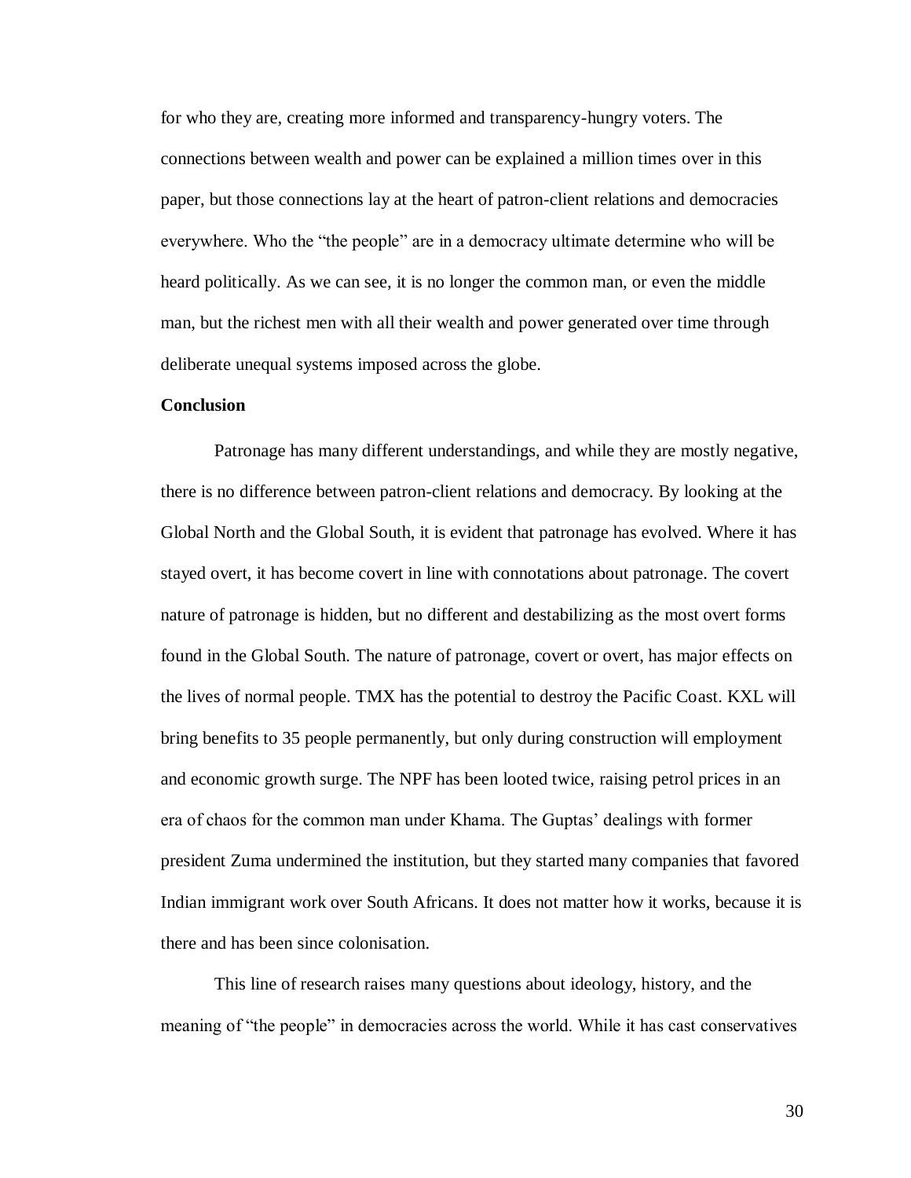for who they are, creating more informed and transparency-hungry voters. The connections between wealth and power can be explained a million times over in this paper, but those connections lay at the heart of patron-client relations and democracies everywhere. Who the "the people" are in a democracy ultimate determine who will be heard politically. As we can see, it is no longer the common man, or even the middle man, but the richest men with all their wealth and power generated over time through deliberate unequal systems imposed across the globe.

**Conclusion**

Patronage has many different understandings, and while they are mostly negative, there is no difference between patron-client relations and democracy. By looking at the Global North and the Global South, it is evident that patronage has evolved. Where it has stayed overt, it has become covert in line with connotations about patronage. The covert nature of patronage is hidden, but no different and destabilizing as the most overt forms found in the Global South. The nature of patronage, covert or overt, has major effects on the lives of normal people. TMX has the potential to destroy the Pacific Coast. KXL will bring benefits to 35 people permanently, but only during construction will employment and economic growth surge. The NPF has been looted twice, raising petrol prices in an era of chaos for the common man under Khama. The Guptas' dealings with former president Zuma undermined the institution, but they started many companies that favored Indian immigrant work over South Africans. It does not matter how it works, because it is there and has been since colonisation.

This line of research raises many questions about ideology, history, and the meaning of "the people" in democracies across the world. While it has cast conservatives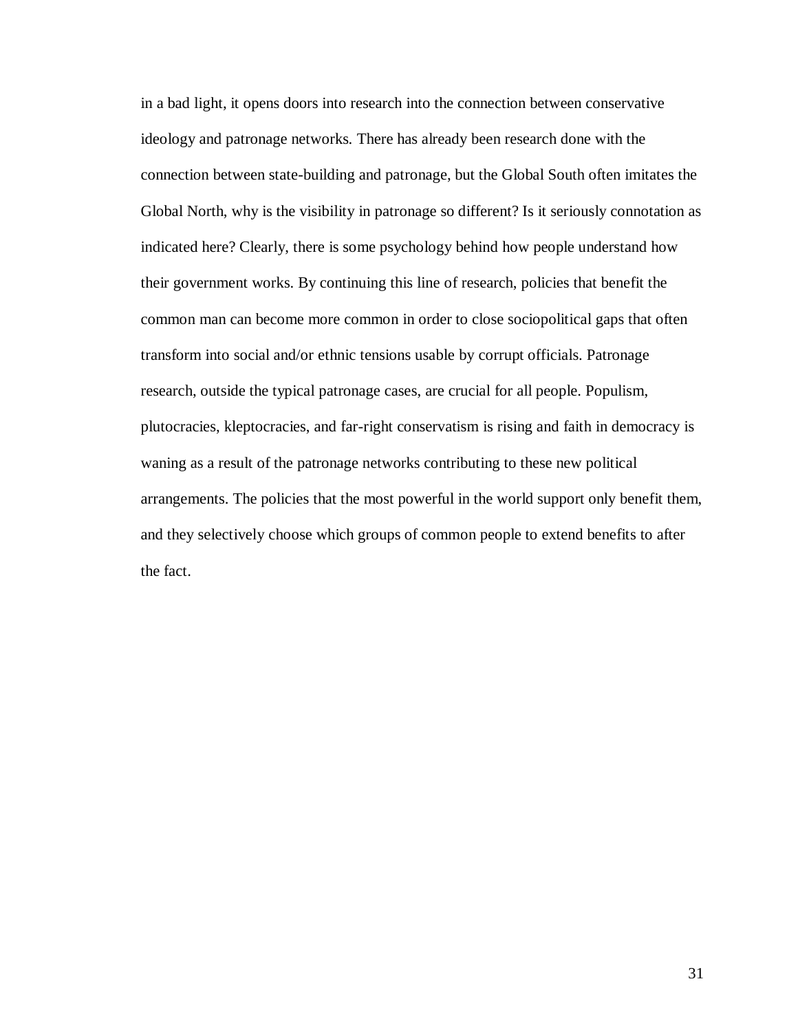in a bad light, it opens doors into research into the connection between conservative ideology and patronage networks. There has already been research done with the connection between state-building and patronage, but the Global South often imitates the Global North, why is the visibility in patronage so different? Is it seriously connotation as indicated here? Clearly, there is some psychology behind how people understand how their government works. By continuing this line of research, policies that benefit the common man can become more common in order to close sociopolitical gaps that often transform into social and/or ethnic tensions usable by corrupt officials. Patronage research, outside the typical patronage cases, are crucial for all people. Populism, plutocracies, kleptocracies, and far-right conservatism is rising and faith in democracy is waning as a result of the patronage networks contributing to these new political arrangements. The policies that the most powerful in the world support only benefit them, and they selectively choose which groups of common people to extend benefits to after the fact.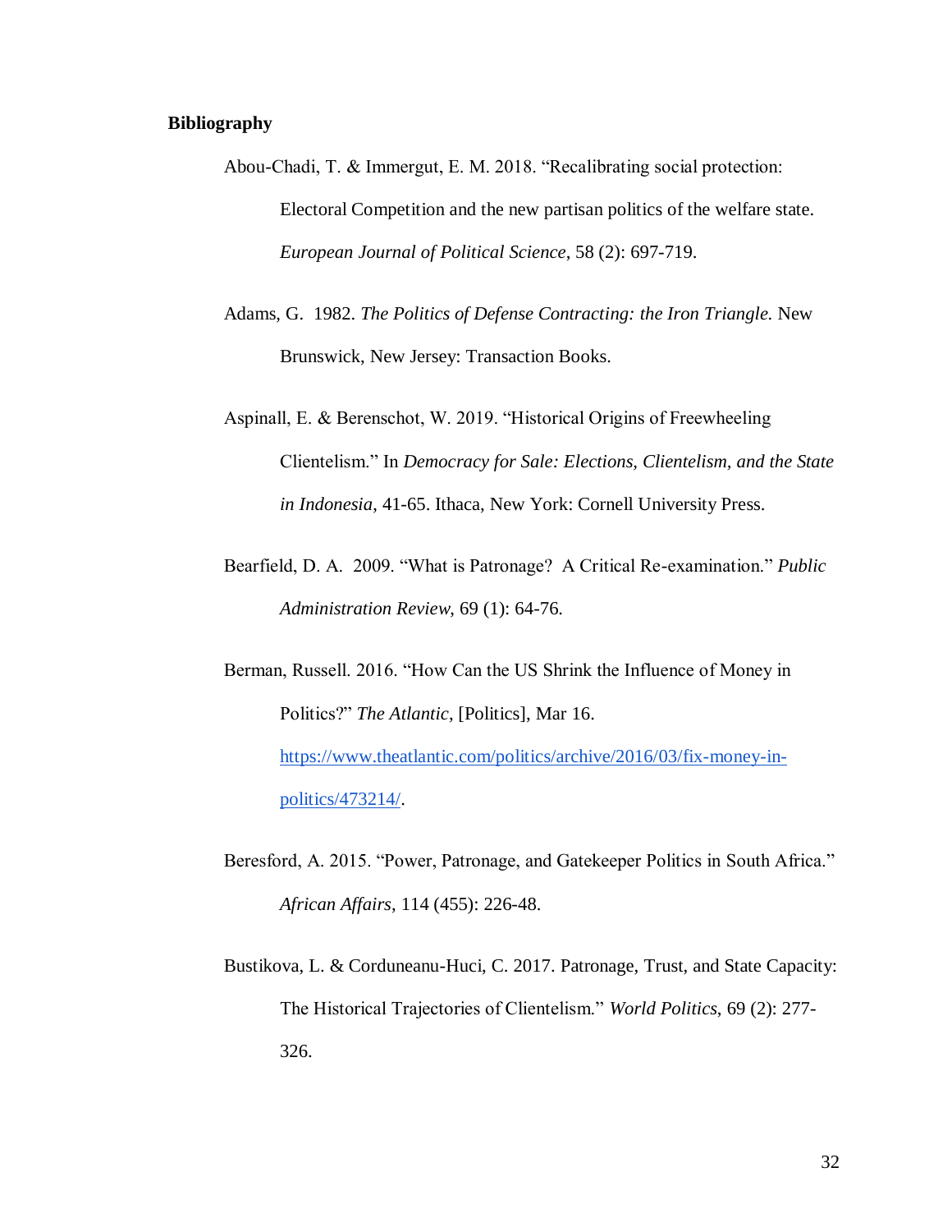**Bibliography**

Abou-Chadi, T. & Immergut, E. M. 2018. "Recalibrating social protection: Electoral Competition and the new partisan politics of the welfare state. *European Journal of Political Science*, 58 (2): 697-719.

Adams, G. 1982. *The Politics of Defense Contracting: the Iron Triangle.* New Brunswick, New Jersey: Transaction Books.

Aspinall, E. & Berenschot, W. 2019. "Historical Origins of Freewheeling Clientelism." In *Democracy for Sale: Elections, Clientelism, and the State in Indonesia*, 41-65. Ithaca, New York: Cornell University Press.

Bearfield, D. A. 2009. "What is Patronage? A Critical Re-examination." *Public Administration Review*, 69 (1): 64-76.

Berman, Russell. 2016. "How Can the US Shrink the Influence of Money in Politics?" *The Atlantic*, [Politics], Mar 16. https://www.theatlantic.com/politics/archive/2016/03/fix-money-in-politics/473214/.

Beresford, A. 2015. "Power, Patronage, and Gatekeeper Politics in South Africa." *African Affairs*, 114 (455): 226-48.

Bustikova, L. & Corduneanu-Huci, C. 2017. Patronage, Trust, and State Capacity: The Historical Trajectories of Clientelism." *World Politics*, 69 (2): 277-326.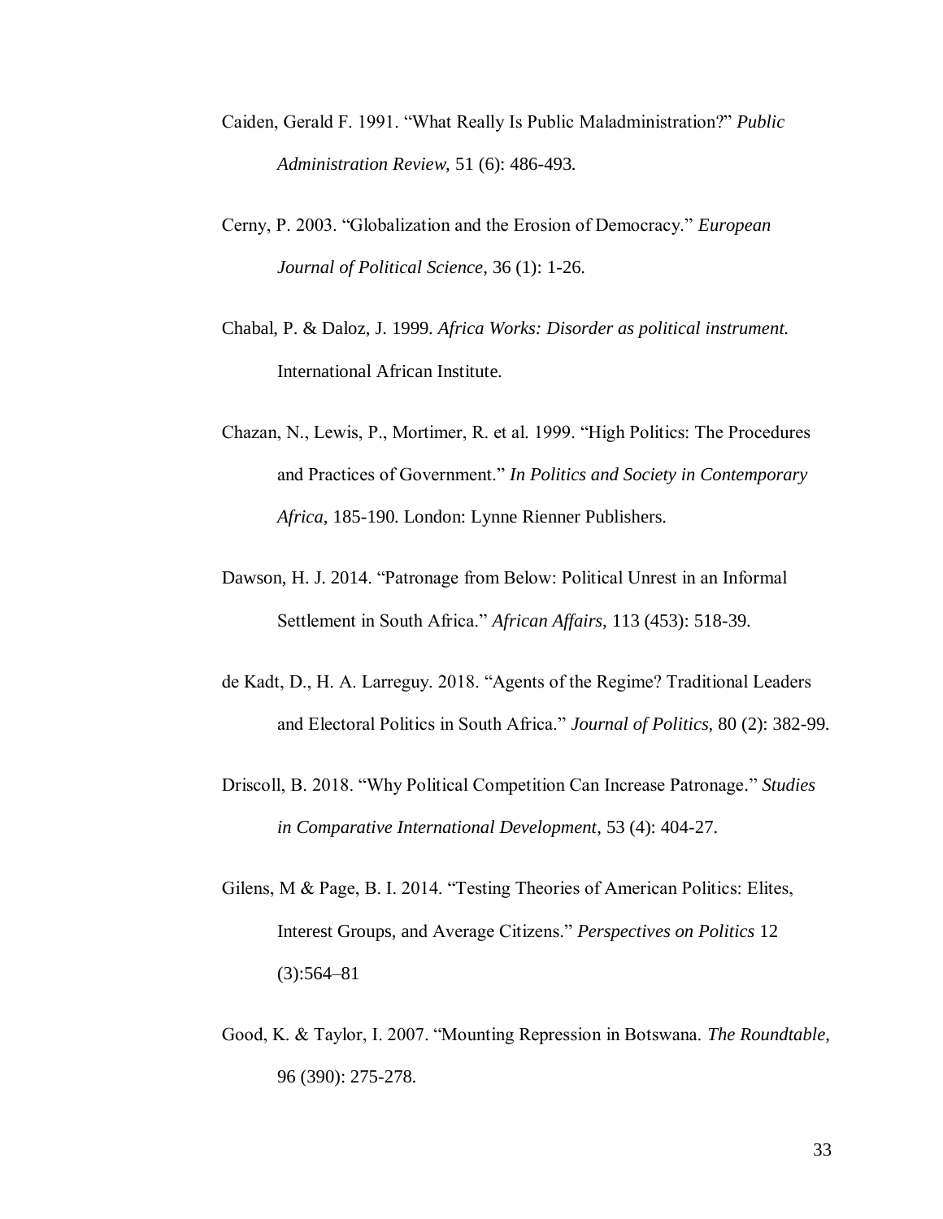Caiden, Gerald F. 1991. "What Really Is Public Maladministration?" *Public Administration Review,* 51 (6): 486-493.

Cerny, P. 2003. "Globalization and the Erosion of Democracy." *European Journal of Political Science,* 36 (1): 1-26.

Chabal, P. & Daloz, J. 1999. *Africa Works: Disorder as political instrument.* International African Institute.

Chazan, N., Lewis, P., Mortimer, R. et al. 1999. "High Politics: The Procedures and Practices of Government." *In Politics and Society in Contemporary Africa,* 185-190. London: Lynne Rienner Publishers.

Dawson, H. J. 2014. "Patronage from Below: Political Unrest in an Informal Settlement in South Africa." *African Affairs,* 113 (453): 518-39.

de Kadt, D., H. A. Larreguy. 2018. "Agents of the Regime? Traditional Leaders and Electoral Politics in South Africa." *Journal of Politics,* 80 (2): 382-99.

Driscoll, B. 2018. "Why Political Competition Can Increase Patronage." *Studies in Comparative International Development,* 53 (4): 404-27.

Gilens, M & Page, B. I. 2014. "Testing Theories of American Politics: Elites, Interest Groups, and Average Citizens." *Perspectives on Politics* 12 (3):564–81

Good, K. & Taylor, I. 2007. "Mounting Repression in Botswana. *The Roundtable,* 96 (390): 275-278.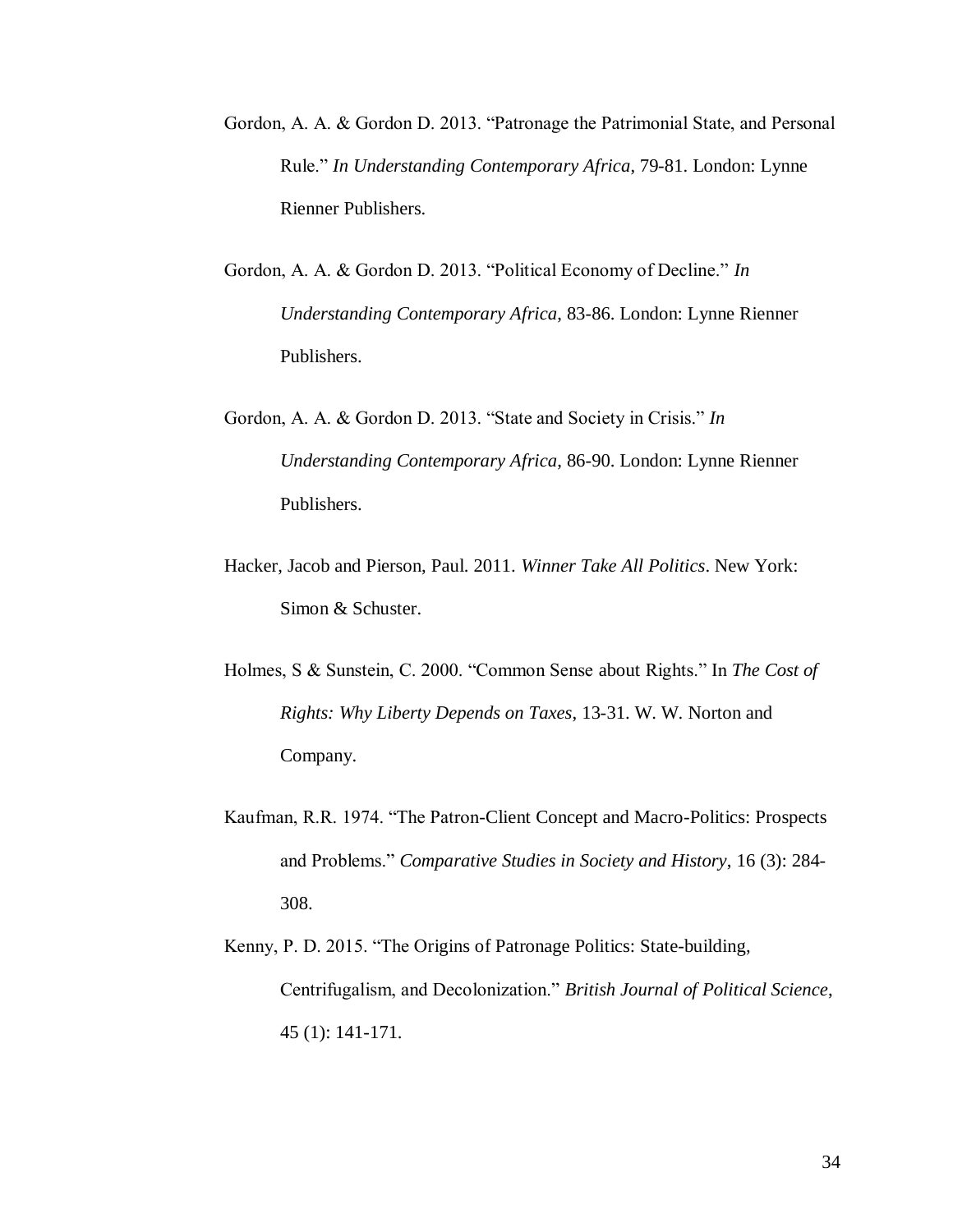Gordon, A. A. & Gordon D. 2013. "Patronage the Patrimonial State, and Personal Rule." *In Understanding Contemporary Africa*, 79-81. London: Lynne Rienner Publishers.

Gordon, A. A. & Gordon D. 2013. "Political Economy of Decline." *In Understanding Contemporary Africa*, 83-86. London: Lynne Rienner Publishers.

Gordon, A. A. & Gordon D. 2013. "State and Society in Crisis." *In Understanding Contemporary Africa*, 86-90. London: Lynne Rienner Publishers.

Hacker, Jacob and Pierson, Paul. 2011. *Winner Take All Politics*. New York: Simon & Schuster.

Holmes, S & Sunstein, C. 2000. "Common Sense about Rights." In *The Cost of Rights: Why Liberty Depends on Taxes*, 13-31. W. W. Norton and Company.

Kaufman, R.R. 1974. "The Patron-Client Concept and Macro-Politics: Prospects and Problems." *Comparative Studies in Society and History*, 16 (3): 284-308.

Kenny, P. D. 2015. "The Origins of Patronage Politics: State-building, Centrifugalism, and Decolonization." *British Journal of Political Science*, 45 (1): 141-171.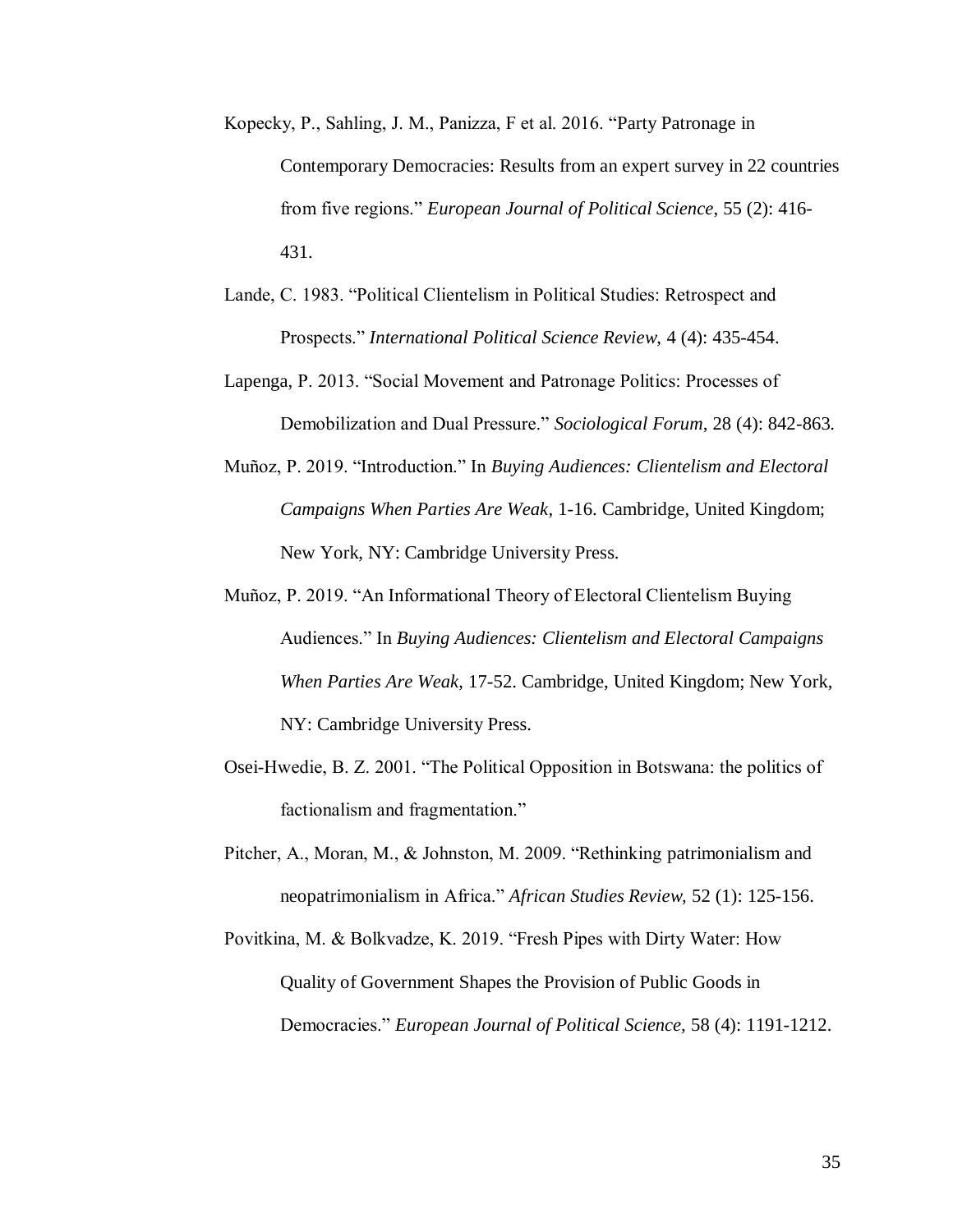Kopecky, P., Sahling, J. M., Panizza, F et al. 2016. "Party Patronage in Contemporary Democracies: Results from an expert survey in 22 countries from five regions." *European Journal of Political Science*, 55 (2): 416-431.

Lande, C. 1983. "Political Clientelism in Political Studies: Retrospect and Prospects." *International Political Science Review*, 4 (4): 435-454.

Lapenga, P. 2013. "Social Movement and Patronage Politics: Processes of Demobilization and Dual Pressure." *Sociological Forum*, 28 (4): 842-863.

Muñoz, P. 2019. "Introduction." In *Buying Audiences: Clientelism and Electoral Campaigns When Parties Are Weak*, 1-16. Cambridge, United Kingdom; New York, NY: Cambridge University Press.

Muñoz, P. 2019. "An Informational Theory of Electoral Clientelism Buying Audiences." In *Buying Audiences: Clientelism and Electoral Campaigns When Parties Are Weak*, 17-52. Cambridge, United Kingdom; New York, NY: Cambridge University Press.

Osei-Hwedie, B. Z. 2001. "The Political Opposition in Botswana: the politics of factionalism and fragmentation."

Pitcher, A., Moran, M., & Johnston, M. 2009. "Rethinking patrimonialism and neopatrimonialism in Africa." *African Studies Review,* 52 (1): 125-156.

Povitkina, M. & Bolkvadze, K. 2019. "Fresh Pipes with Dirty Water: How Quality of Government Shapes the Provision of Public Goods in Democracies." *European Journal of Political Science,* 58 (4): 1191-1212.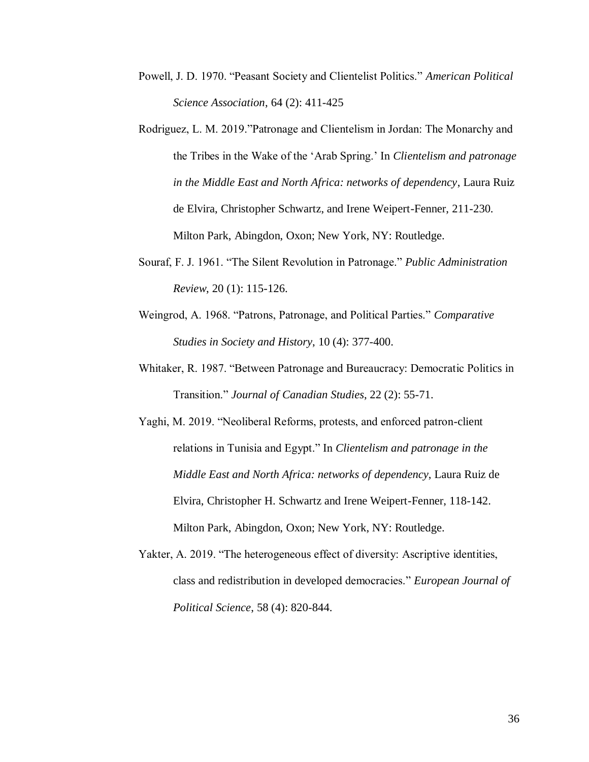Powell, J. D. 1970. "Peasant Society and Clientelist Politics." *American Political Science Association*, 64 (2): 411-425

Rodriguez, L. M. 2019."Patronage and Clientelism in Jordan: The Monarchy and the Tribes in the Wake of the 'Arab Spring.' In *Clientelism and patronage in the Middle East and North Africa: networks of dependency*, Laura Ruiz de Elvira, Christopher Schwartz, and Irene Weipert-Fenner, 211-230. Milton Park, Abingdon, Oxon; New York, NY: Routledge.

Souraf, F. J. 1961. "The Silent Revolution in Patronage." *Public Administration Review*, 20 (1): 115-126.

Weingrod, A. 1968. "Patrons, Patronage, and Political Parties." *Comparative Studies in Society and History*, 10 (4): 377-400.

Whitaker, R. 1987. "Between Patronage and Bureaucracy: Democratic Politics in Transition." *Journal of Canadian Studies*, 22 (2): 55-71.

Yaghi, M. 2019. "Neoliberal Reforms, protests, and enforced patron-client relations in Tunisia and Egypt." In *Clientelism and patronage in the Middle East and North Africa: networks of dependency*, Laura Ruiz de Elvira, Christopher H. Schwartz and Irene Weipert-Fenner, 118-142. Milton Park, Abingdon, Oxon; New York, NY: Routledge.

Yakter, A. 2019. "The heterogeneous effect of diversity: Ascriptive identities, class and redistribution in developed democracies." *European Journal of Political Science*, 58 (4): 820-844.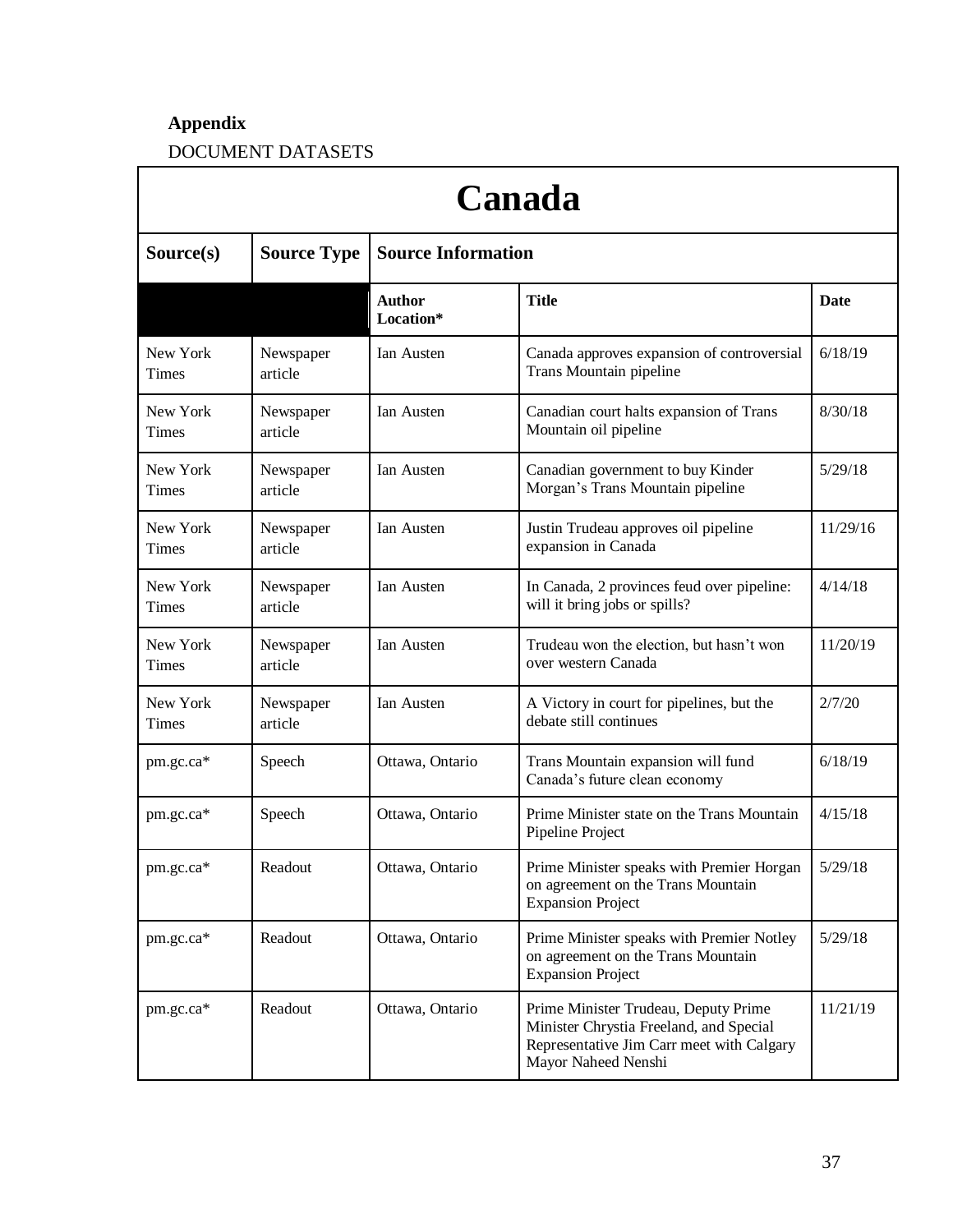**Appendix**

DOCUMENT DATASETS

| Canada | | | | |
|---|---|---|---|---|
| **Source(s)** | **Source Type** | **Source Information** | | |
| | | **Author Location*** | **Title** | **Date** |
| New York Times | Newspaper article | Ian Austen | Canada approves expansion of controversial Trans Mountain pipeline | 6/18/19 |
| New York Times | Newspaper article | Ian Austen | Canadian court halts expansion of Trans Mountain oil pipeline | 8/30/18 |
| New York Times | Newspaper article | Ian Austen | Canadian government to buy Kinder Morgan's Trans Mountain pipeline | 5/29/18 |
| New York Times | Newspaper article | Ian Austen | Justin Trudeau approves oil pipeline expansion in Canada | 11/29/16 |
| New York Times | Newspaper article | Ian Austen | In Canada, 2 provinces feud over pipeline: will it bring jobs or spills? | 4/14/18 |
| New York Times | Newspaper article | Ian Austen | Trudeau won the election, but hasn't won over western Canada | 11/20/19 |
| New York Times | Newspaper article | Ian Austen | A Victory in court for pipelines, but the debate still continues | 2/7/20 |
| pm.gc.ca* | Speech | Ottawa, Ontario | Trans Mountain expansion will fund Canada's future clean economy | 6/18/19 |
| pm.gc.ca* | Speech | Ottawa, Ontario | Prime Minister state on the Trans Mountain Pipeline Project | 4/15/18 |
| pm.gc.ca* | Readout | Ottawa, Ontario | Prime Minister speaks with Premier Horgan on agreement on the Trans Mountain Expansion Project | 5/29/18 |
| pm.gc.ca* | Readout | Ottawa, Ontario | Prime Minister speaks with Premier Notley on agreement on the Trans Mountain Expansion Project | 5/29/18 |
| pm.gc.ca* | Readout | Ottawa, Ontario | Prime Minister Trudeau, Deputy Prime Minister Chrystia Freeland, and Special Representative Jim Carr meet with Calgary Mayor Naheed Nenshi | 11/21/19 |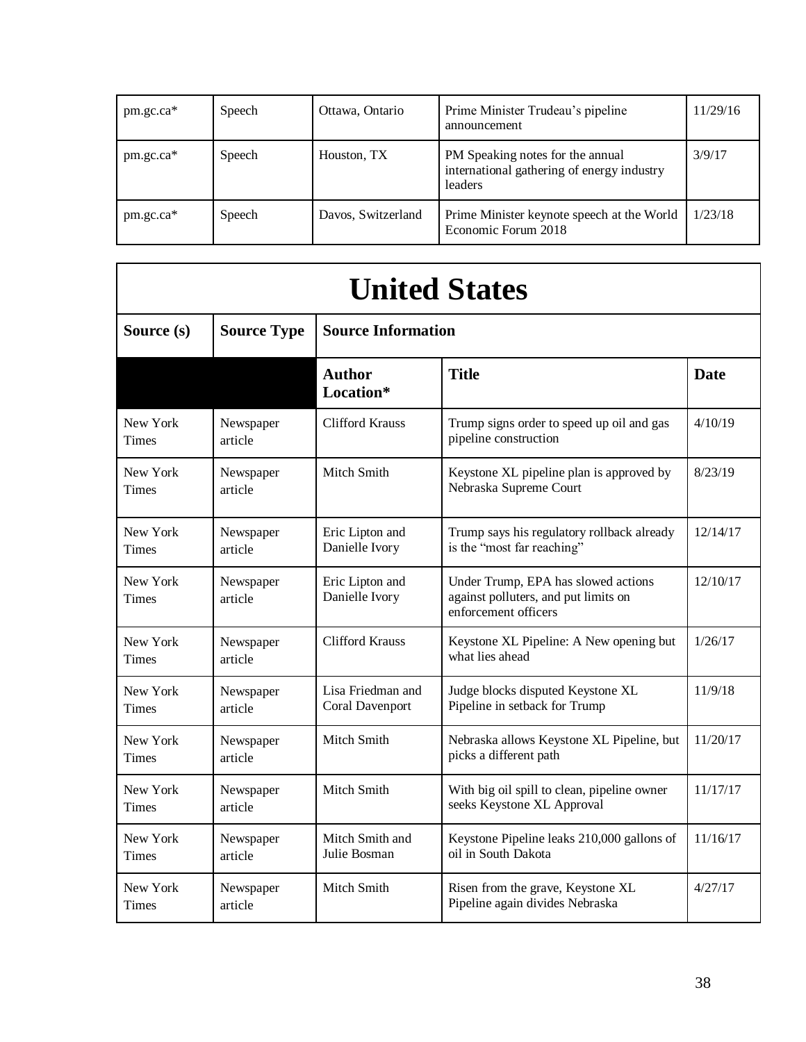| | | | | |
|---|---|---|---|---|
| pm.gc.ca* | Speech | Ottawa, Ontario | Prime Minister Trudeau's pipeline announcement | 11/29/16 |
| pm.gc.ca* | Speech | Houston, TX | PM Speaking notes for the annual international gathering of energy industry leaders | 3/9/17 |
| pm.gc.ca* | Speech | Davos, Switzerland | Prime Minister keynote speech at the World Economic Forum 2018 | 1/23/18 |

| **United States** | | | | |
|---|---|---|---|---|
| **Source (s)** | **Source Type** | **Source Information** | | |
| | | **Author Location*** | **Title** | **Date** |
| New York Times | Newspaper article | Clifford Krauss | Trump signs order to speed up oil and gas pipeline construction | 4/10/19 |
| New York Times | Newspaper article | Mitch Smith | Keystone XL pipeline plan is approved by Nebraska Supreme Court | 8/23/19 |
| New York Times | Newspaper article | Eric Lipton and Danielle Ivory | Trump says his regulatory rollback already is the "most far reaching" | 12/14/17 |
| New York Times | Newspaper article | Eric Lipton and Danielle Ivory | Under Trump, EPA has slowed actions against polluters, and put limits on enforcement officers | 12/10/17 |
| New York Times | Newspaper article | Clifford Krauss | Keystone XL Pipeline: A New opening but what lies ahead | 1/26/17 |
| New York Times | Newspaper article | Lisa Friedman and Coral Davenport | Judge blocks disputed Keystone XL Pipeline in setback for Trump | 11/9/18 |
| New York Times | Newspaper article | Mitch Smith | Nebraska allows Keystone XL Pipeline, but picks a different path | 11/20/17 |
| New York Times | Newspaper article | Mitch Smith | With big oil spill to clean, pipeline owner seeks Keystone XL Approval | 11/17/17 |
| New York Times | Newspaper article | Mitch Smith and Julie Bosman | Keystone Pipeline leaks 210,000 gallons of oil in South Dakota | 11/16/17 |
| New York Times | Newspaper article | Mitch Smith | Risen from the grave, Keystone XL Pipeline again divides Nebraska | 4/27/17 |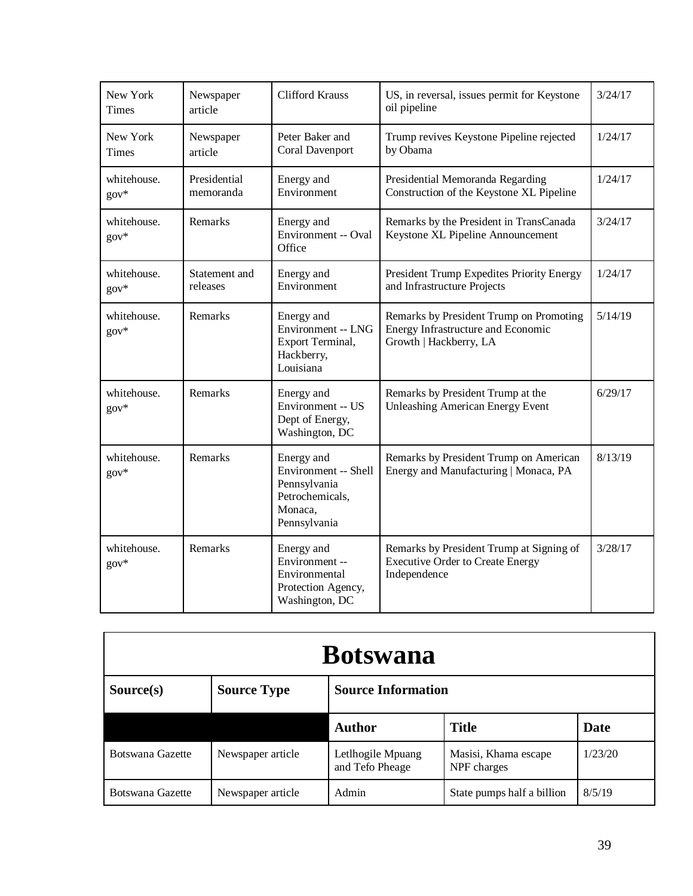| | | | | |
|---|---|---|---|---|
| New York Times | Newspaper article | Clifford Krauss | US, in reversal, issues permit for Keystone oil pipeline | 3/24/17 |
| New York Times | Newspaper article | Peter Baker and Coral Davenport | Trump revives Keystone Pipeline rejected by Obama | 1/24/17 |
| whitehouse. gov* | Presidential memoranda | Energy and Environment | Presidential Memoranda Regarding Construction of the Keystone XL Pipeline | 1/24/17 |
| whitehouse. gov* | Remarks | Energy and Environment -- Oval Office | Remarks by the President in TransCanada Keystone XL Pipeline Announcement | 3/24/17 |
| whitehouse. gov* | Statement and releases | Energy and Environment | President Trump Expedites Priority Energy and Infrastructure Projects | 1/24/17 |
| whitehouse. gov* | Remarks | Energy and Environment -- LNG Export Terminal, Hackberry, Louisiana | Remarks by President Trump on Promoting Energy Infrastructure and Economic Growth \| Hackberry, LA | 5/14/19 |
| whitehouse. gov* | Remarks | Energy and Environment -- US Dept of Energy, Washington, DC | Remarks by President Trump at the Unleashing American Energy Event | 6/29/17 |
| whitehouse. gov* | Remarks | Energy and Environment -- Shell Pennsylvania Petrochemicals, Monaca, Pennsylvania | Remarks by President Trump on American Energy and Manufacturing \| Monaca, PA | 8/13/19 |
| whitehouse. gov* | Remarks | Energy and Environment -- Environmental Protection Agency, Washington, DC | Remarks by President Trump at Signing of Executive Order to Create Energy Independence | 3/28/17 |

# Botswana

| Source(s) | Source Type | Source Information | | |
|---|---|---|---|---|
| | | **Author** | **Title** | **Date** |
| Botswana Gazette | Newspaper article | Letlhogile Mpuang and Tefo Pheage | Masisi, Khama escape NPF charges | 1/23/20 |
| Botswana Gazette | Newspaper article | Admin | State pumps half a billion | 8/5/19 |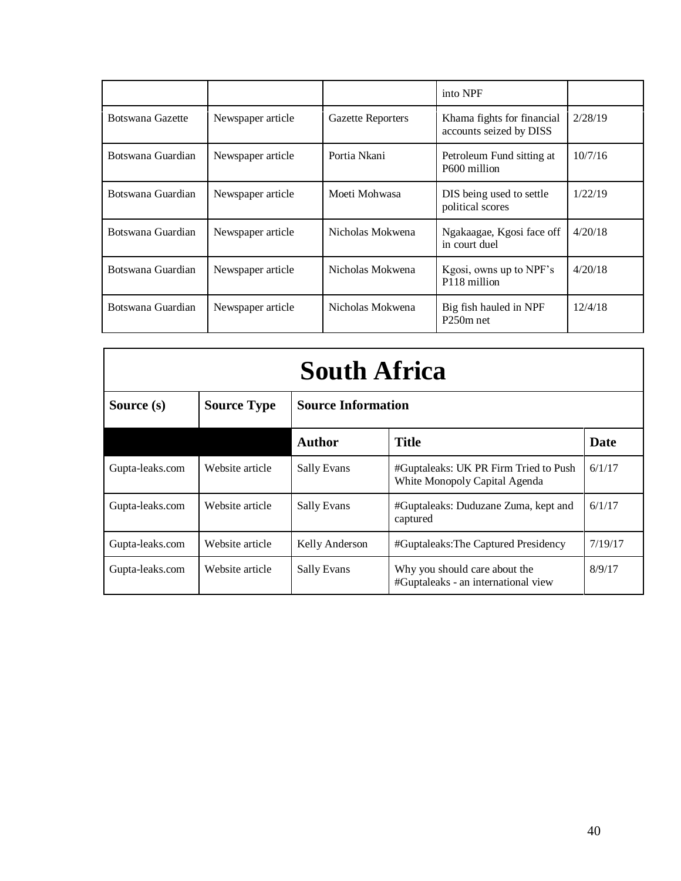| | | | | |
|---|---|---|---|---|
| | | | into NPF | |
| Botswana Gazette | Newspaper article | Gazette Reporters | Khama fights for financial accounts seized by DISS | 2/28/19 |
| Botswana Guardian | Newspaper article | Portia Nkani | Petroleum Fund sitting at P600 million | 10/7/16 |
| Botswana Guardian | Newspaper article | Moeti Mohwasa | DIS being used to settle political scores | 1/22/19 |
| Botswana Guardian | Newspaper article | Nicholas Mokwena | Ngakaagae, Kgosi face off in court duel | 4/20/18 |
| Botswana Guardian | Newspaper article | Nicholas Mokwena | Kgosi, owns up to NPF's P118 million | 4/20/18 |
| Botswana Guardian | Newspaper article | Nicholas Mokwena | Big fish hauled in NPF P250m net | 12/4/18 |

# South Africa

| Source (s) | Source Type | Source Information | | |
|---|---|---|---|---|
| | | **Author** | **Title** | **Date** |
| Gupta-leaks.com | Website article | Sally Evans | #Guptaleaks: UK PR Firm Tried to Push White Monopoly Capital Agenda | 6/1/17 |
| Gupta-leaks.com | Website article | Sally Evans | #Guptaleaks: Duduzane Zuma, kept and captured | 6/1/17 |
| Gupta-leaks.com | Website article | Kelly Anderson | #Guptaleaks:The Captured Presidency | 7/19/17 |
| Gupta-leaks.com | Website article | Sally Evans | Why you should care about the #Guptaleaks - an international view | 8/9/17 |